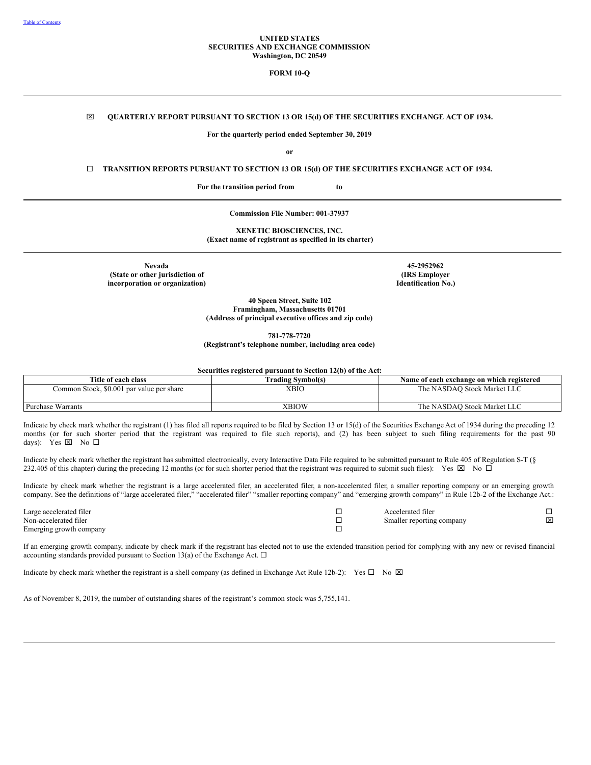Table of Contents

**UNITED STATES**
**SECURITIES AND EXCHANGE COMMISSION**
**Washington, DC 20549**

**FORM 10-Q**

---

☒ **QUARTERLY REPORT PURSUANT TO SECTION 13 OR 15(d) OF THE SECURITIES EXCHANGE ACT OF 1934.**

**For the quarterly period ended September 30, 2019**

**or**

☐ **TRANSITION REPORTS PURSUANT TO SECTION 13 OR 15(d) OF THE SECURITIES EXCHANGE ACT OF 1934.**

**For the transition period from to**

---

**Commission File Number: 001-37937**

**XENETIC BIOSCIENCES, INC.**
**(Exact name of registrant as specified in its charter)**

---

| **Nevada** **(State or other jurisdiction of incorporation or organization)** | **45-2952962** **(IRS Employer Identification No.)** |
|---|---|

**40 Speen Street, Suite 102**
**Framingham, Massachusetts 01701**
**(Address of principal executive offices and zip code)**

**781-778-7720**
**(Registrant's telephone number, including area code)**

**Securities registered pursuant to Section 12(b) of the Act:**

| Title of each class | Trading Symbol(s) | Name of each exchange on which registered |
|---|---|---|
| Common Stock, $0.001 par value per share | XBIO | The NASDAQ Stock Market LLC |
| Purchase Warrants | XBIOW | The NASDAQ Stock Market LLC |

Indicate by check mark whether the registrant (1) has filed all reports required to be filed by Section 13 or 15(d) of the Securities Exchange Act of 1934 during the preceding 12 months (or for such shorter period that the registrant was required to file such reports), and (2) has been subject to such filing requirements for the past 90 days): Yes ☒ No ☐

Indicate by check mark whether the registrant has submitted electronically, every Interactive Data File required to be submitted pursuant to Rule 405 of Regulation S-T (§ 232.405 of this chapter) during the preceding 12 months (or for such shorter period that the registrant was required to submit such files): Yes ☒ No ☐

Indicate by check mark whether the registrant is a large accelerated filer, an accelerated filer, a non-accelerated filer, a smaller reporting company or an emerging growth company. See the definitions of "large accelerated filer," "accelerated filer" "smaller reporting company" and "emerging growth company" in Rule 12b-2 of the Exchange Act.:

| | | | |
|---|---|---|---|
| Large accelerated filer | ☐ | Accelerated filer | ☐ |
| Non-accelerated filer | ☐ | Smaller reporting company | ☒ |
| Emerging growth company | ☐ | | |

If an emerging growth company, indicate by check mark if the registrant has elected not to use the extended transition period for complying with any new or revised financial accounting standards provided pursuant to Section 13(a) of the Exchange Act. ☐

Indicate by check mark whether the registrant is a shell company (as defined in Exchange Act Rule 12b-2): Yes ☐ No ☒

As of November 8, 2019, the number of outstanding shares of the registrant's common stock was 5,755,141.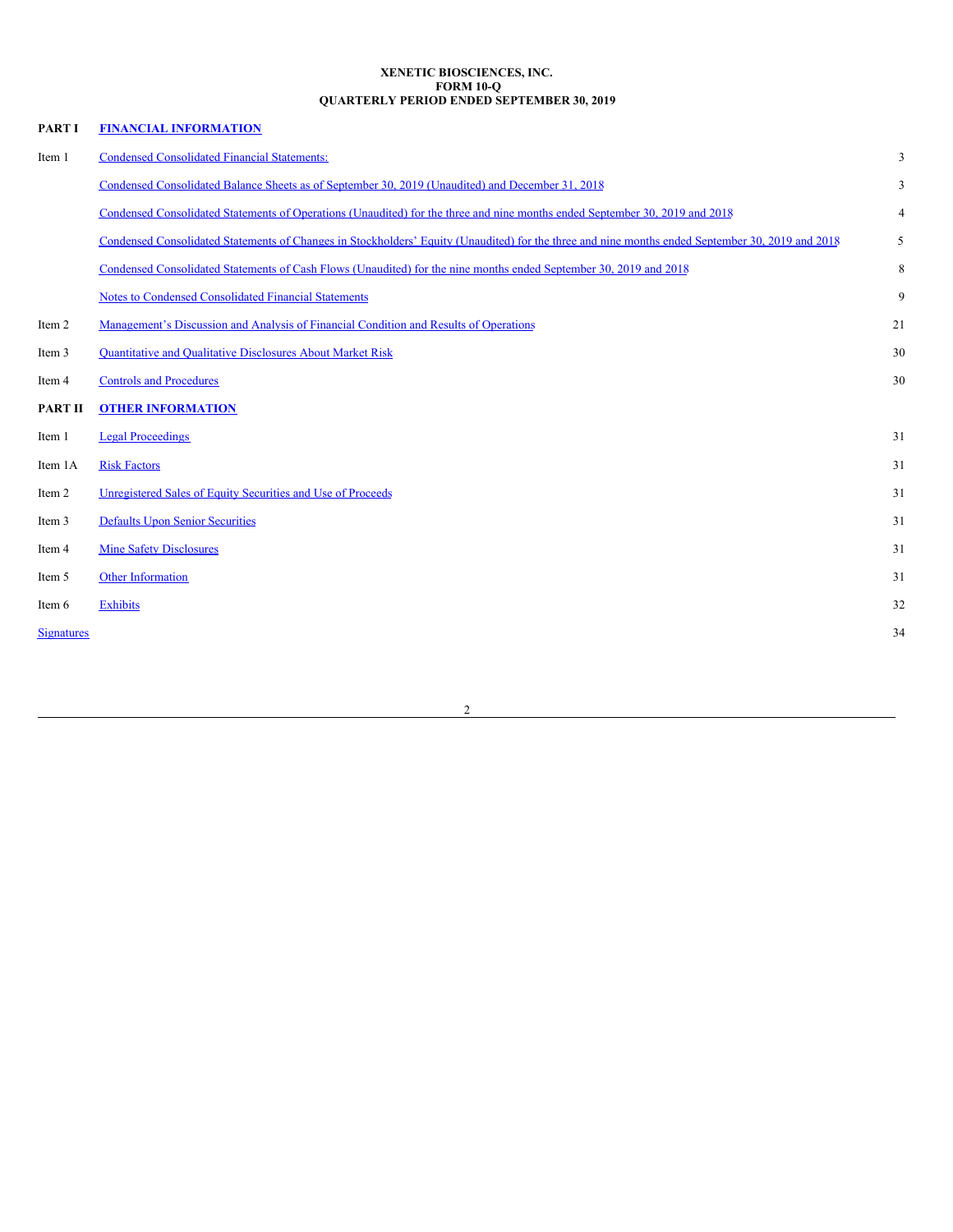**XENETIC BIOSCIENCES, INC.**
**FORM 10-Q**
**QUARTERLY PERIOD ENDED SEPTEMBER 30, 2019**

| | | |
|---|---|---|
| **PART I** | **FINANCIAL INFORMATION** | |
| Item 1 | Condensed Consolidated Financial Statements: | 3 |
| | Condensed Consolidated Balance Sheets as of September 30, 2019 (Unaudited) and December 31, 2018 | 3 |
| | Condensed Consolidated Statements of Operations (Unaudited) for the three and nine months ended September 30, 2019 and 2018 | 4 |
| | Condensed Consolidated Statements of Changes in Stockholders' Equity (Unaudited) for the three and nine months ended September 30, 2019 and 2018 | 5 |
| | Condensed Consolidated Statements of Cash Flows (Unaudited) for the nine months ended September 30, 2019 and 2018 | 8 |
| | Notes to Condensed Consolidated Financial Statements | 9 |
| Item 2 | Management's Discussion and Analysis of Financial Condition and Results of Operations | 21 |
| Item 3 | Quantitative and Qualitative Disclosures About Market Risk | 30 |
| Item 4 | Controls and Procedures | 30 |
| **PART II** | **OTHER INFORMATION** | |
| Item 1 | Legal Proceedings | 31 |
| Item 1A | Risk Factors | 31 |
| Item 2 | Unregistered Sales of Equity Securities and Use of Proceeds | 31 |
| Item 3 | Defaults Upon Senior Securities | 31 |
| Item 4 | Mine Safety Disclosures | 31 |
| Item 5 | Other Information | 31 |
| Item 6 | Exhibits | 32 |
| Signatures | | 34 |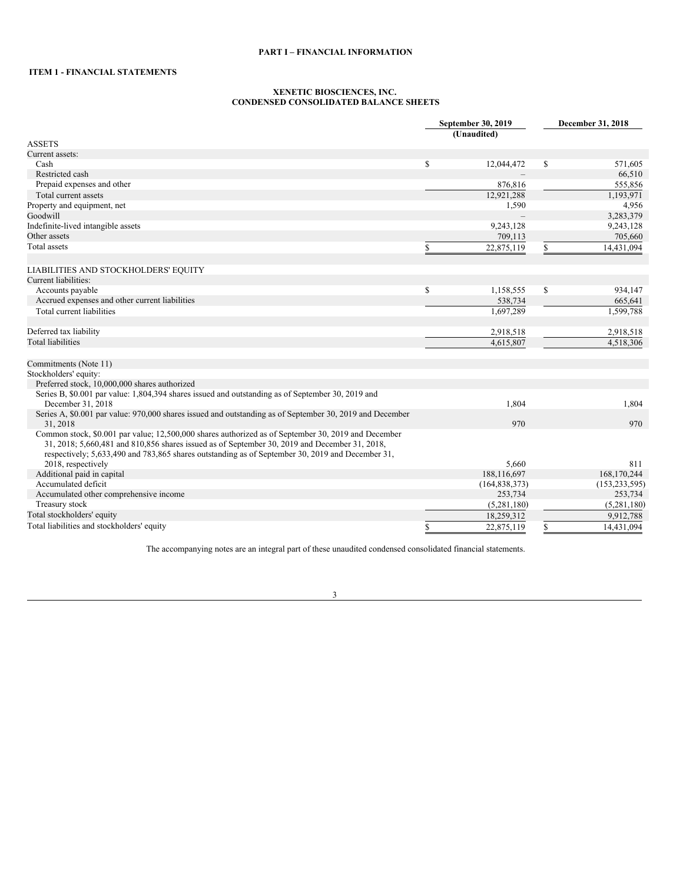# PART I – FINANCIAL INFORMATION

## ITEM 1 - FINANCIAL STATEMENTS

### XENETIC BIOSCIENCES, INC.
### CONDENSED CONSOLIDATED BALANCE SHEETS

| | September 30, 2019 (Unaudited) | December 31, 2018 |
|---|---|---|
| ASSETS | | |
| Current assets: | | |
| Cash | $ 12,044,472 | $ 571,605 |
| Restricted cash | – | 66,510 |
| Prepaid expenses and other | 876,816 | 555,856 |
| Total current assets | 12,921,288 | 1,193,971 |
| Property and equipment, net | 1,590 | 4,956 |
| Goodwill | – | 3,283,379 |
| Indefinite-lived intangible assets | 9,243,128 | 9,243,128 |
| Other assets | 709,113 | 705,660 |
| Total assets | $ 22,875,119 | $ 14,431,094 |
| | | |
| LIABILITIES AND STOCKHOLDERS' EQUITY | | |
| Current liabilities: | | |
| Accounts payable | $ 1,158,555 | $ 934,147 |
| Accrued expenses and other current liabilities | 538,734 | 665,641 |
| Total current liabilities | 1,697,289 | 1,599,788 |
| | | |
| Deferred tax liability | 2,918,518 | 2,918,518 |
| Total liabilities | 4,615,807 | 4,518,306 |
| | | |
| Commitments (Note 11) | | |
| Stockholders' equity: | | |
| Preferred stock, 10,000,000 shares authorized | | |
| Series B, $0.001 par value: 1,804,394 shares issued and outstanding as of September 30, 2019 and December 31, 2018 | 1,804 | 1,804 |
| Series A, $0.001 par value: 970,000 shares issued and outstanding as of September 30, 2019 and December 31, 2018 | 970 | 970 |
| Common stock, $0.001 par value; 12,500,000 shares authorized as of September 30, 2019 and December 31, 2018; 5,660,481 and 810,856 shares issued as of September 30, 2019 and December 31, 2018, respectively; 5,633,490 and 783,865 shares outstanding as of September 30, 2019 and December 31, 2018, respectively | 5,660 | 811 |
| Additional paid in capital | 188,116,697 | 168,170,244 |
| Accumulated deficit | (164,838,373) | (153,233,595) |
| Accumulated other comprehensive income | 253,734 | 253,734 |
| Treasury stock | (5,281,180) | (5,281,180) |
| Total stockholders' equity | 18,259,312 | 9,912,788 |
| Total liabilities and stockholders' equity | $ 22,875,119 | $ 14,431,094 |

The accompanying notes are an integral part of these unaudited condensed consolidated financial statements.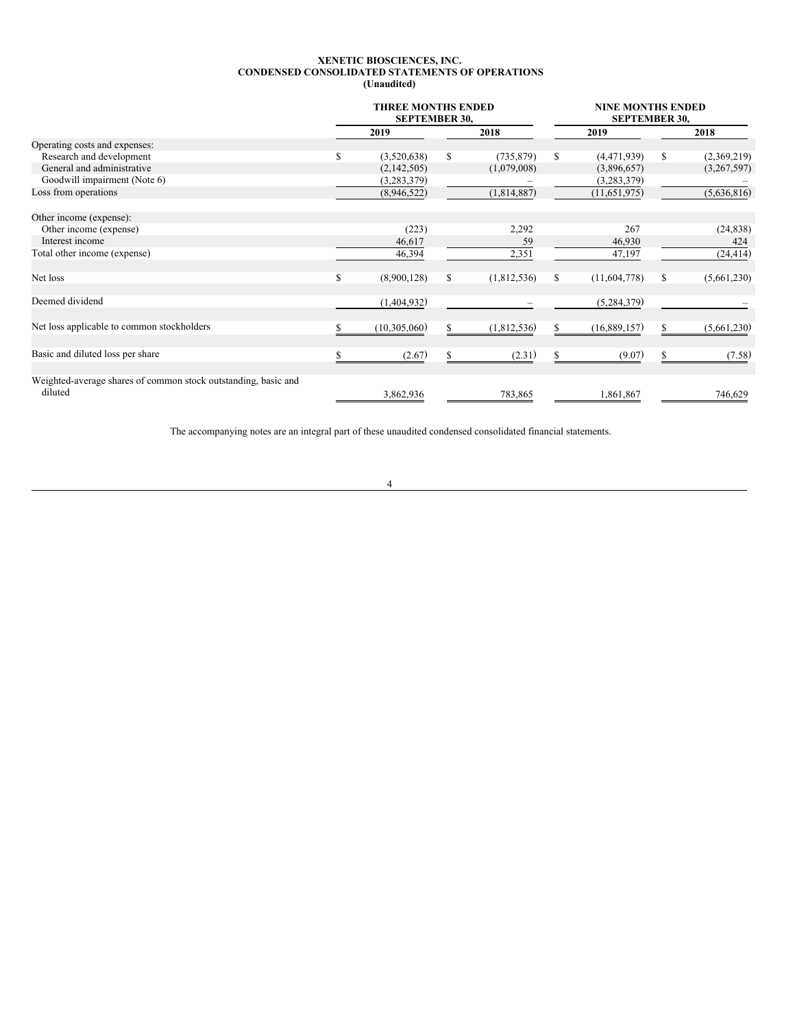**XENETIC BIOSCIENCES, INC.**
**CONDENSED CONSOLIDATED STATEMENTS OF OPERATIONS**
**(Unaudited)**

| | THREE MONTHS ENDED SEPTEMBER 30, | | NINE MONTHS ENDED SEPTEMBER 30, | |
|---|---|---|---|---|
| | 2019 | 2018 | 2019 | 2018 |
| Operating costs and expenses: | | | | |
| Research and development | $ (3,520,638) | $ (735,879) | $ (4,471,939) | $ (2,369,219) |
| General and administrative | (2,142,505) | (1,079,008) | (3,896,657) | (3,267,597) |
| Goodwill impairment (Note 6) | (3,283,379) | – | (3,283,379) | – |
| Loss from operations | (8,946,522) | (1,814,887) | (11,651,975) | (5,636,816) |
| Other income (expense): | | | | |
| Other income (expense) | (223) | 2,292 | 267 | (24,838) |
| Interest income | 46,617 | 59 | 46,930 | 424 |
| Total other income (expense) | 46,394 | 2,351 | 47,197 | (24,414) |
| Net loss | $ (8,900,128) | $ (1,812,536) | $ (11,604,778) | $ (5,661,230) |
| Deemed dividend | (1,404,932) | – | (5,284,379) | – |
| Net loss applicable to common stockholders | $ (10,305,060) | $ (1,812,536) | $ (16,889,157) | $ (5,661,230) |
| Basic and diluted loss per share | $ (2.67) | $ (2.31) | $ (9.07) | $ (7.58) |
| Weighted-average shares of common stock outstanding, basic and diluted | 3,862,936 | 783,865 | 1,861,867 | 746,629 |

The accompanying notes are an integral part of these unaudited condensed consolidated financial statements.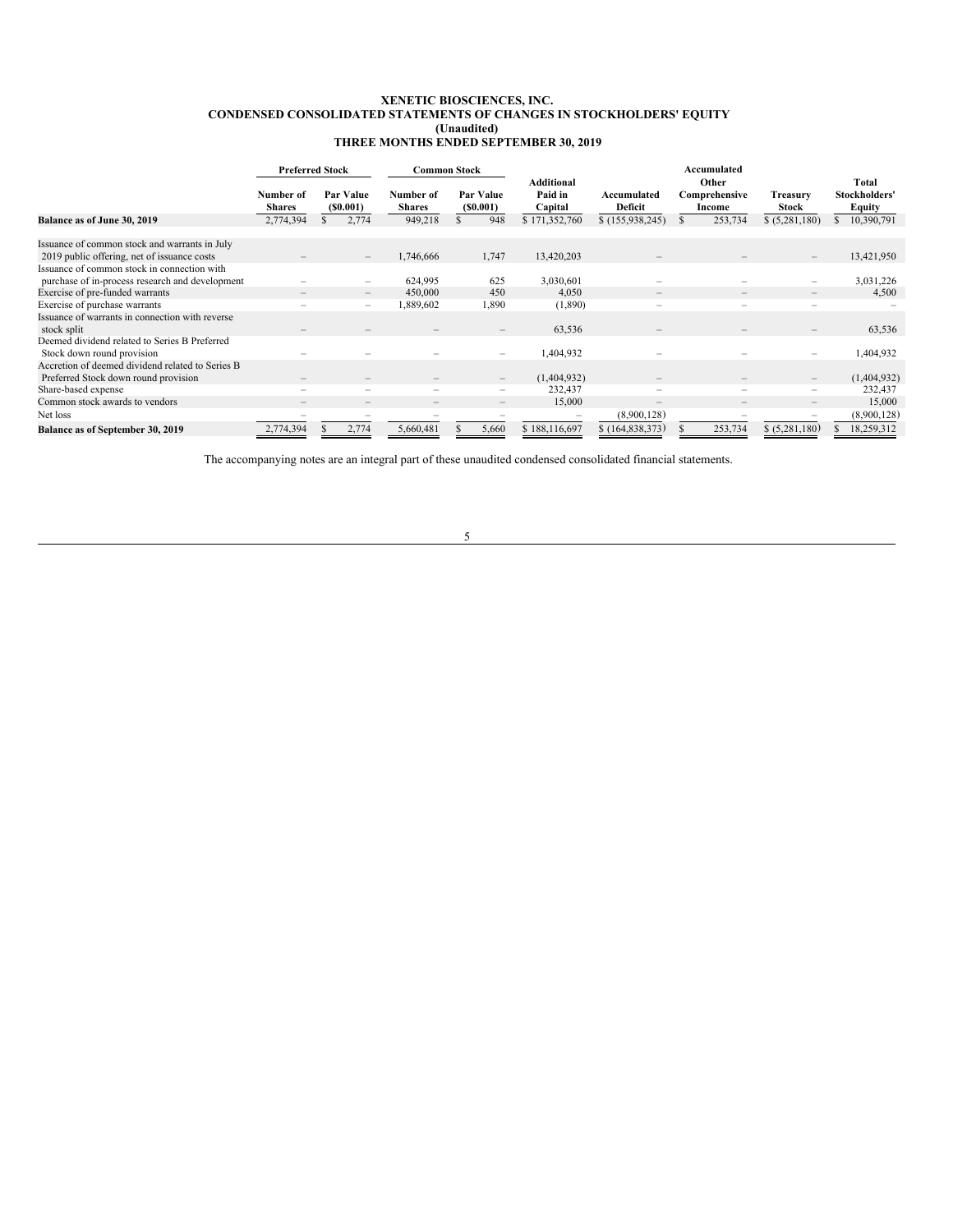**XENETIC BIOSCIENCES, INC.**
**CONDENSED CONSOLIDATED STATEMENTS OF CHANGES IN STOCKHOLDERS' EQUITY**
**(Unaudited)**
**THREE MONTHS ENDED SEPTEMBER 30, 2019**

| | Preferred Stock | | Common Stock | | | | | | |
|---|---|---|---|---|---|---|---|---|---|
| | Number of Shares | Par Value ($0.001) | Number of Shares | Par Value ($0.001) | Additional Paid in Capital | Accumulated Deficit | Accumulated Other Comprehensive Income | Treasury Stock | Total Stockholders' Equity |
| **Balance as of June 30, 2019** | 2,774,394 | $ 2,774 | 949,218 | $ 948 | $ 171,352,760 | $ (155,938,245) | $ 253,734 | $ (5,281,180) | $ 10,390,791 |
| Issuance of common stock and warrants in July 2019 public offering, net of issuance costs | – | – | 1,746,666 | 1,747 | 13,420,203 | – | – | – | 13,421,950 |
| Issuance of common stock in connection with purchase of in-process research and development | – | – | 624,995 | 625 | 3,030,601 | – | – | – | 3,031,226 |
| Exercise of pre-funded warrants | – | – | 450,000 | 450 | 4,050 | – | – | – | 4,500 |
| Exercise of purchase warrants | – | – | 1,889,602 | 1,890 | (1,890) | – | – | – | – |
| Issuance of warrants in connection with reverse stock split | – | – | – | – | 63,536 | – | – | – | 63,536 |
| Deemed dividend related to Series B Preferred Stock down round provision | – | – | – | – | 1,404,932 | – | – | – | 1,404,932 |
| Accretion of deemed dividend related to Series B Preferred Stock down round provision | – | – | – | – | (1,404,932) | – | – | – | (1,404,932) |
| Share-based expense | – | – | – | – | 232,437 | – | – | – | 232,437 |
| Common stock awards to vendors | – | – | – | – | 15,000 | – | – | – | 15,000 |
| Net loss | – | – | – | – | – | (8,900,128) | – | – | (8,900,128) |
| **Balance as of September 30, 2019** | 2,774,394 | $ 2,774 | 5,660,481 | $ 5,660 | $ 188,116,697 | $ (164,838,373) | $ 253,734 | $ (5,281,180) | $ 18,259,312 |

The accompanying notes are an integral part of these unaudited condensed consolidated financial statements.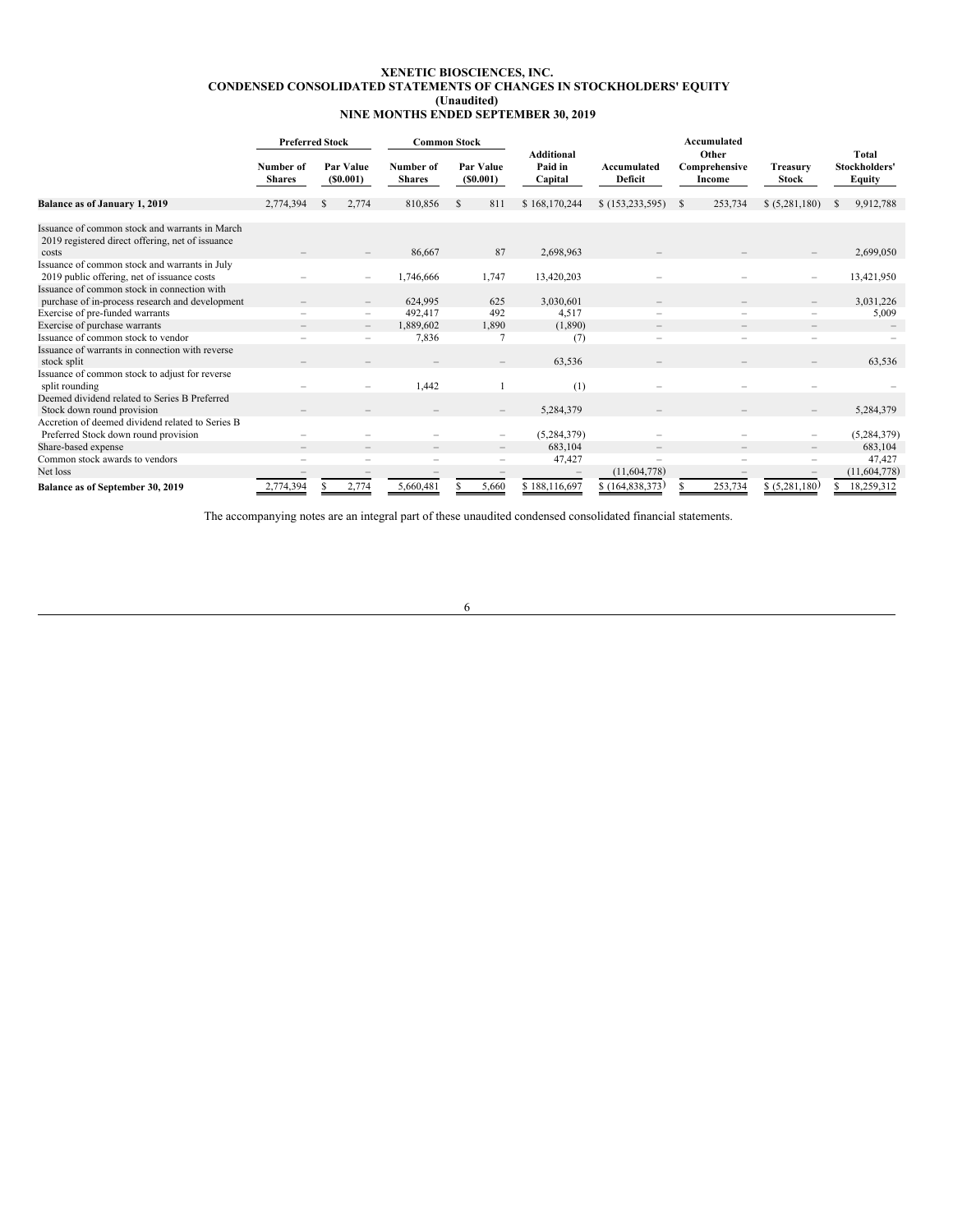**XENETIC BIOSCIENCES, INC.**
**CONDENSED CONSOLIDATED STATEMENTS OF CHANGES IN STOCKHOLDERS' EQUITY**
**(Unaudited)**
**NINE MONTHS ENDED SEPTEMBER 30, 2019**

| | Preferred Stock | | Common Stock | | | | | | |
|---|---|---|---|---|---|---|---|---|---|
| | Number of Shares | Par Value ($0.001) | Number of Shares | Par Value ($0.001) | Additional Paid in Capital | Accumulated Deficit | Accumulated Other Comprehensive Income | Treasury Stock | Total Stockholders' Equity |
| **Balance as of January 1, 2019** | 2,774,394 | $ 2,774 | 810,856 | $ 811 | $ 168,170,244 | $ (153,233,595) | $ 253,734 | $ (5,281,180) | $ 9,912,788 |
| Issuance of common stock and warrants in March 2019 registered direct offering, net of issuance costs | – | – | 86,667 | 87 | 2,698,963 | – | – | – | 2,699,050 |
| Issuance of common stock and warrants in July 2019 public offering, net of issuance costs | – | – | 1,746,666 | 1,747 | 13,420,203 | – | – | – | 13,421,950 |
| Issuance of common stock in connection with purchase of in-process research and development | – | – | 624,995 | 625 | 3,030,601 | – | – | – | 3,031,226 |
| Exercise of pre-funded warrants | – | – | 492,417 | 492 | 4,517 | – | – | – | 5,009 |
| Exercise of purchase warrants | – | – | 1,889,602 | 1,890 | (1,890) | – | – | – | – |
| Issuance of common stock to vendor | – | – | 7,836 | 7 | (7) | – | – | – | – |
| Issuance of warrants in connection with reverse stock split | – | – | – | – | 63,536 | – | – | – | 63,536 |
| Issuance of common stock to adjust for reverse split rounding | – | – | 1,442 | 1 | (1) | – | – | – | – |
| Deemed dividend related to Series B Preferred Stock down round provision | – | – | – | – | 5,284,379 | – | – | – | 5,284,379 |
| Accretion of deemed dividend related to Series B Preferred Stock down round provision | – | – | – | – | (5,284,379) | – | – | – | (5,284,379) |
| Share-based expense | – | – | – | – | 683,104 | – | – | – | 683,104 |
| Common stock awards to vendors | – | – | – | – | 47,427 | – | – | – | 47,427 |
| Net loss | – | – | – | – | – | (11,604,778) | – | – | (11,604,778) |
| **Balance as of September 30, 2019** | 2,774,394 | $ 2,774 | 5,660,481 | $ 5,660 | $ 188,116,697 | $ (164,838,373) | $ 253,734 | $ (5,281,180) | $ 18,259,312 |

The accompanying notes are an integral part of these unaudited condensed consolidated financial statements.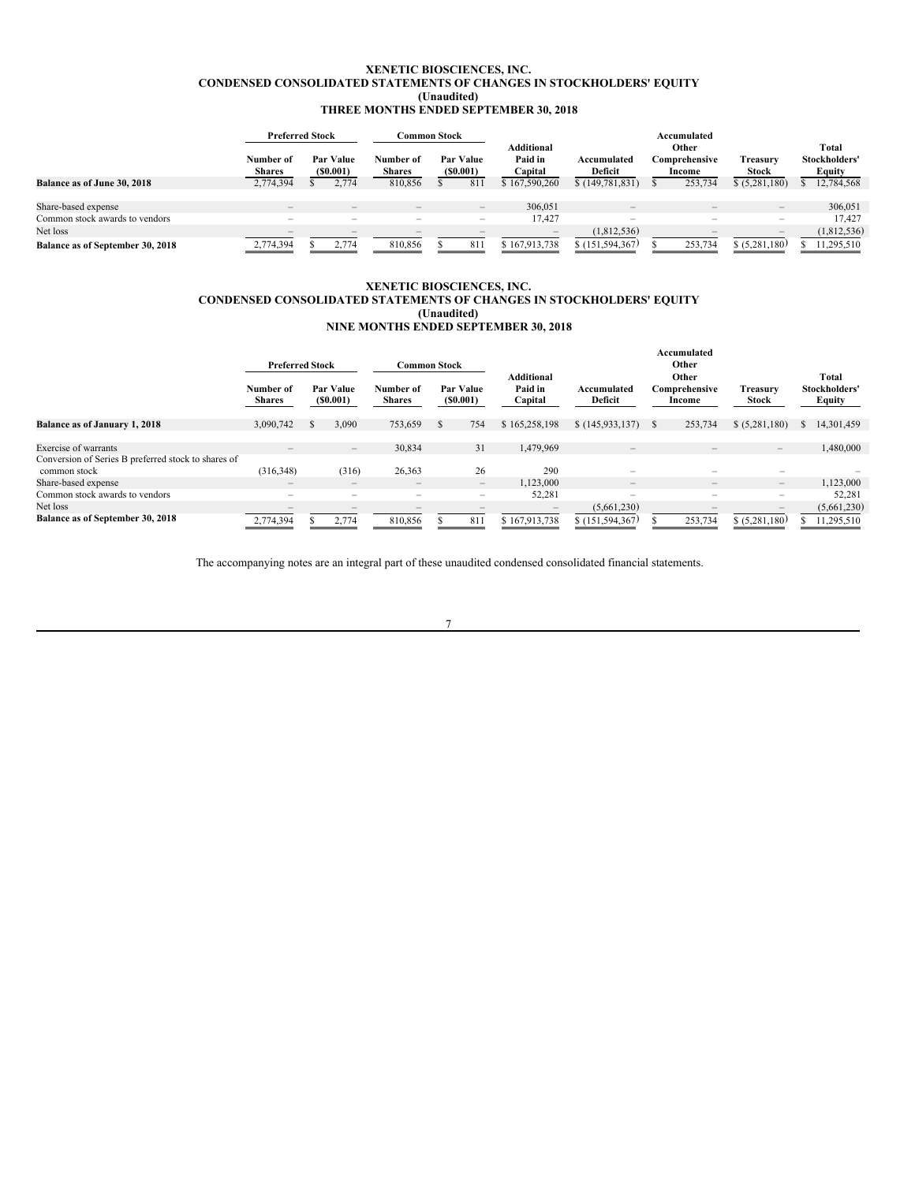**XENETIC BIOSCIENCES, INC.**
**CONDENSED CONSOLIDATED STATEMENTS OF CHANGES IN STOCKHOLDERS' EQUITY**
**(Unaudited)**
**THREE MONTHS ENDED SEPTEMBER 30, 2018**

| | Preferred Stock | | Common Stock | | | | | | |
|---|---|---|---|---|---|---|---|---|---|
| | Number of Shares | Par Value ($0.001) | Number of Shares | Par Value ($0.001) | Additional Paid in Capital | Accumulated Deficit | Accumulated Other Comprehensive Income | Treasury Stock | Total Stockholders' Equity |
| **Balance as of June 30, 2018** | 2,774,394 | $ 2,774 | 810,856 | $ 811 | $ 167,590,260 | $ (149,781,831) | $ 253,734 | $ (5,281,180) | $ 12,784,568 |
| Share-based expense | – | – | – | – | 306,051 | – | – | – | 306,051 |
| Common stock awards to vendors | – | – | – | – | 17,427 | – | – | – | 17,427 |
| Net loss | – | – | – | – | – | (1,812,536) | – | – | (1,812,536) |
| **Balance as of September 30, 2018** | 2,774,394 | $ 2,774 | 810,856 | $ 811 | $ 167,913,738 | $ (151,594,367) | $ 253,734 | $ (5,281,180) | $ 11,295,510 |

**XENETIC BIOSCIENCES, INC.**
**CONDENSED CONSOLIDATED STATEMENTS OF CHANGES IN STOCKHOLDERS' EQUITY**
**(Unaudited)**
**NINE MONTHS ENDED SEPTEMBER 30, 2018**

| | Preferred Stock | | Common Stock | | | | | | |
|---|---|---|---|---|---|---|---|---|---|
| | Number of Shares | Par Value ($0.001) | Number of Shares | Par Value ($0.001) | Additional Paid in Capital | Accumulated Deficit | Accumulated Other Other Comprehensive Income | Treasury Stock | Total Stockholders' Equity |
| **Balance as of January 1, 2018** | 3,090,742 | $ 3,090 | 753,659 | $ 754 | $ 165,258,198 | $ (145,933,137) | $ 253,734 | $ (5,281,180) | $ 14,301,459 |
| Exercise of warrants | – | – | 30,834 | 31 | 1,479,969 | – | – | – | 1,480,000 |
| Conversion of Series B preferred stock to shares of common stock | (316,348) | (316) | 26,363 | 26 | 290 | – | – | – | – |
| Share-based expense | – | – | – | – | 1,123,000 | – | – | – | 1,123,000 |
| Common stock awards to vendors | – | – | – | – | 52,281 | – | – | – | 52,281 |
| Net loss | – | – | – | – | – | (5,661,230) | – | – | (5,661,230) |
| **Balance as of September 30, 2018** | 2,774,394 | $ 2,774 | 810,856 | $ 811 | $ 167,913,738 | $ (151,594,367) | $ 253,734 | $ (5,281,180) | $ 11,295,510 |

The accompanying notes are an integral part of these unaudited condensed consolidated financial statements.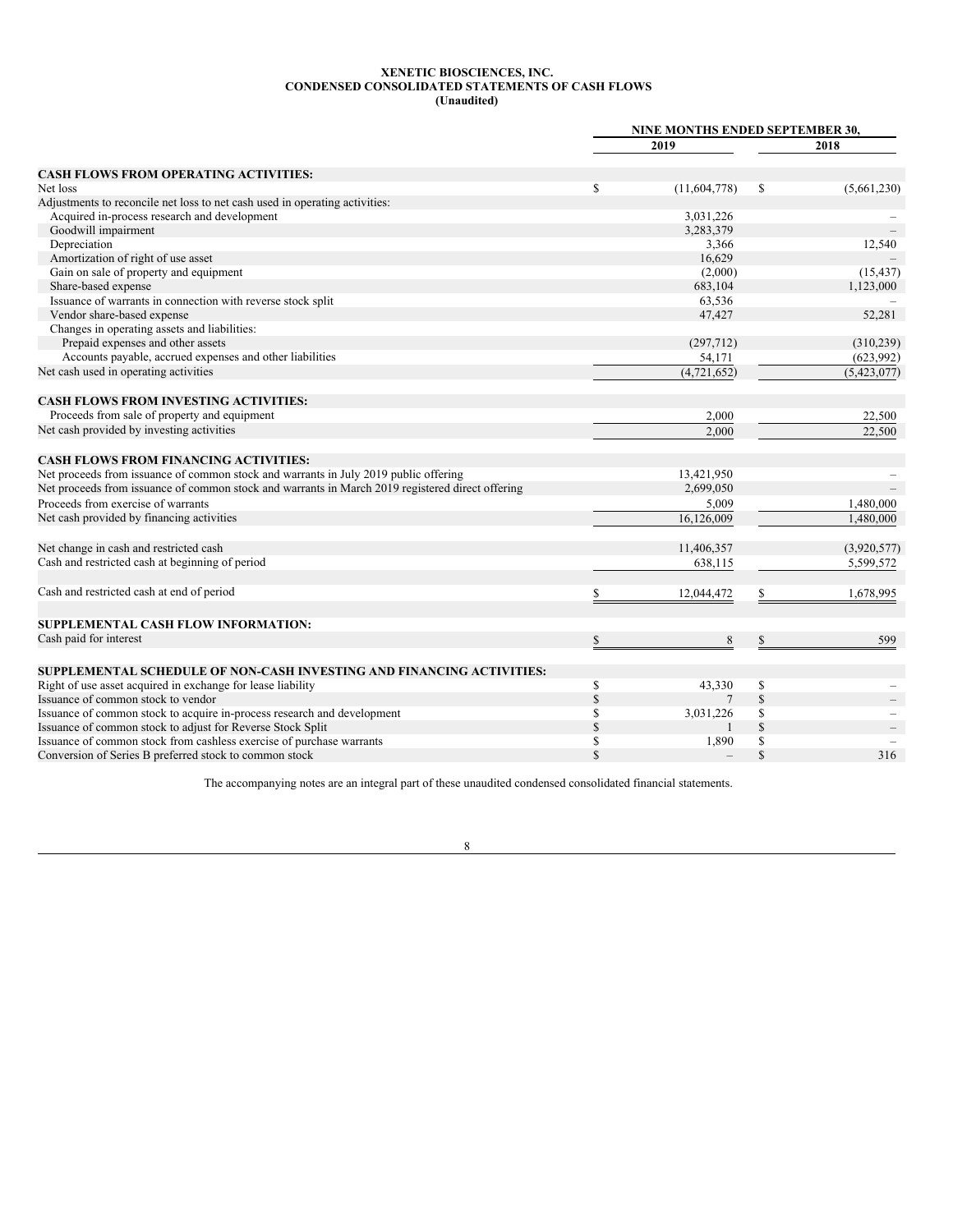**XENETIC BIOSCIENCES, INC.**
**CONDENSED CONSOLIDATED STATEMENTS OF CASH FLOWS**
**(Unaudited)**

| | NINE MONTHS ENDED SEPTEMBER 30, | |
|---|---|---|
| | 2019 | 2018 |
| **CASH FLOWS FROM OPERATING ACTIVITIES:** | | |
| Net loss | $ (11,604,778) | $ (5,661,230) |
| Adjustments to reconcile net loss to net cash used in operating activities: | | |
| Acquired in-process research and development | 3,031,226 | – |
| Goodwill impairment | 3,283,379 | – |
| Depreciation | 3,366 | 12,540 |
| Amortization of right of use asset | 16,629 | – |
| Gain on sale of property and equipment | (2,000) | (15,437) |
| Share-based expense | 683,104 | 1,123,000 |
| Issuance of warrants in connection with reverse stock split | 63,536 | – |
| Vendor share-based expense | 47,427 | 52,281 |
| Changes in operating assets and liabilities: | | |
| Prepaid expenses and other assets | (297,712) | (310,239) |
| Accounts payable, accrued expenses and other liabilities | 54,171 | (623,992) |
| Net cash used in operating activities | (4,721,652) | (5,423,077) |
| | | |
| **CASH FLOWS FROM INVESTING ACTIVITIES:** | | |
| Proceeds from sale of property and equipment | 2,000 | 22,500 |
| Net cash provided by investing activities | 2,000 | 22,500 |
| | | |
| **CASH FLOWS FROM FINANCING ACTIVITIES:** | | |
| Net proceeds from issuance of common stock and warrants in July 2019 public offering | 13,421,950 | – |
| Net proceeds from issuance of common stock and warrants in March 2019 registered direct offering | 2,699,050 | – |
| Proceeds from exercise of warrants | 5,009 | 1,480,000 |
| Net cash provided by financing activities | 16,126,009 | 1,480,000 |
| | | |
| Net change in cash and restricted cash | 11,406,357 | (3,920,577) |
| Cash and restricted cash at beginning of period | 638,115 | 5,599,572 |
| | | |
| Cash and restricted cash at end of period | $ 12,044,472 | $ 1,678,995 |
| | | |
| **SUPPLEMENTAL CASH FLOW INFORMATION:** | | |
| Cash paid for interest | $ 8 | $ 599 |
| | | |
| **SUPPLEMENTAL SCHEDULE OF NON-CASH INVESTING AND FINANCING ACTIVITIES:** | | |
| Right of use asset acquired in exchange for lease liability | $ 43,330 | $ – |
| Issuance of common stock to vendor | $ 7 | $ – |
| Issuance of common stock to acquire in-process research and development | $ 3,031,226 | $ – |
| Issuance of common stock to adjust for Reverse Stock Split | $ 1 | $ – |
| Issuance of common stock from cashless exercise of purchase warrants | $ 1,890 | $ – |
| Conversion of Series B preferred stock to common stock | $ – | $ 316 |

The accompanying notes are an integral part of these unaudited condensed consolidated financial statements.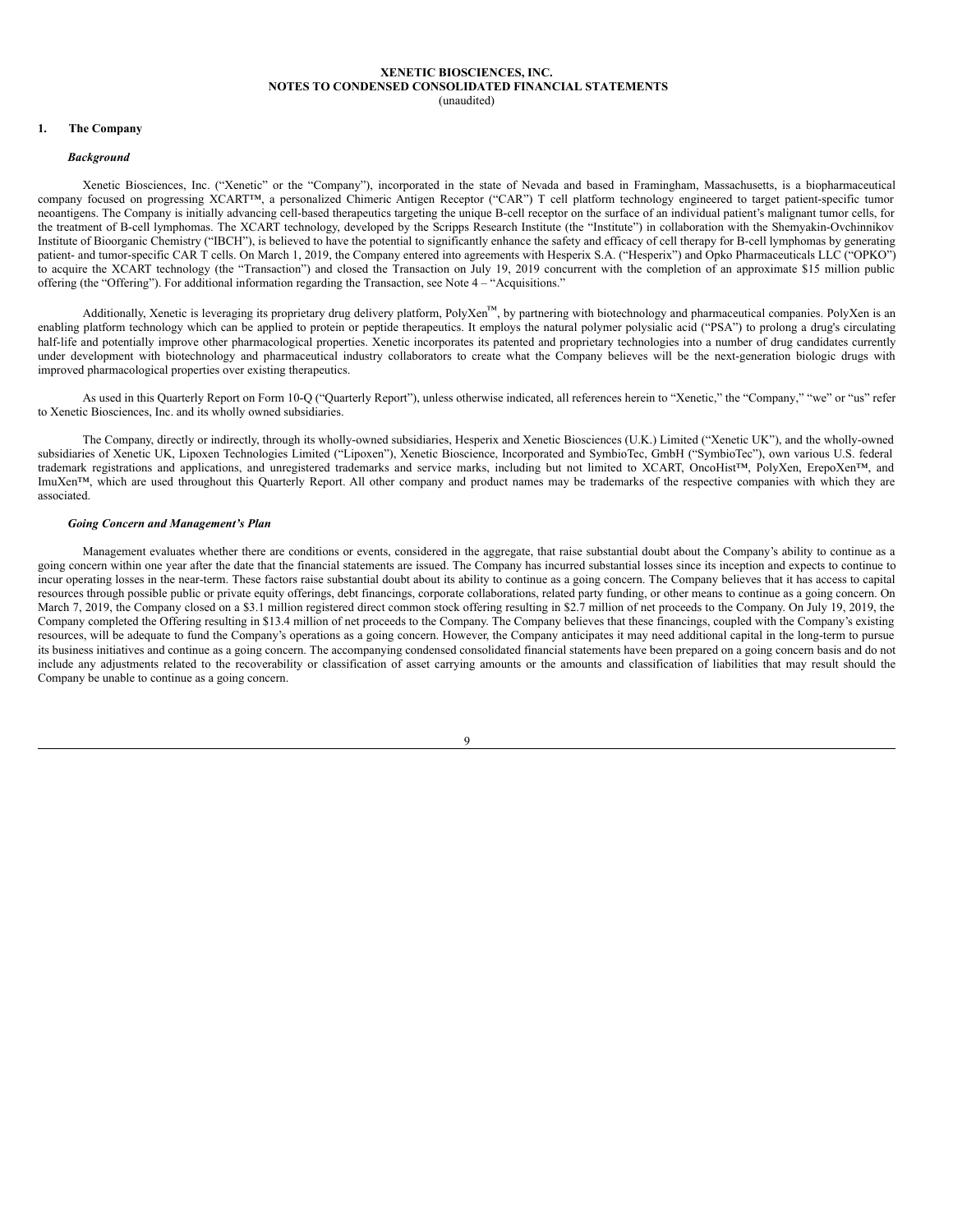**XENETIC BIOSCIENCES, INC.**
**NOTES TO CONDENSED CONSOLIDATED FINANCIAL STATEMENTS**
(unaudited)

## 1. The Company

### *Background*

Xenetic Biosciences, Inc. ("Xenetic" or the "Company"), incorporated in the state of Nevada and based in Framingham, Massachusetts, is a biopharmaceutical company focused on progressing XCART™, a personalized Chimeric Antigen Receptor ("CAR") T cell platform technology engineered to target patient-specific tumor neoantigens. The Company is initially advancing cell-based therapeutics targeting the unique B-cell receptor on the surface of an individual patient's malignant tumor cells, for the treatment of B-cell lymphomas. The XCART technology, developed by the Scripps Research Institute (the "Institute") in collaboration with the Shemyakin-Ovchinnikov Institute of Bioorganic Chemistry ("IBCH"), is believed to have the potential to significantly enhance the safety and efficacy of cell therapy for B-cell lymphomas by generating patient- and tumor-specific CAR T cells. On March 1, 2019, the Company entered into agreements with Hesperix S.A. ("Hesperix") and Opko Pharmaceuticals LLC ("OPKO") to acquire the XCART technology (the "Transaction") and closed the Transaction on July 19, 2019 concurrent with the completion of an approximate $15 million public offering (the "Offering"). For additional information regarding the Transaction, see Note 4 – "Acquisitions."

Additionally, Xenetic is leveraging its proprietary drug delivery platform, PolyXen™, by partnering with biotechnology and pharmaceutical companies. PolyXen is an enabling platform technology which can be applied to protein or peptide therapeutics. It employs the natural polymer polysialic acid ("PSA") to prolong a drug's circulating half-life and potentially improve other pharmacological properties. Xenetic incorporates its patented and proprietary technologies into a number of drug candidates currently under development with biotechnology and pharmaceutical industry collaborators to create what the Company believes will be the next-generation biologic drugs with improved pharmacological properties over existing therapeutics.

As used in this Quarterly Report on Form 10-Q ("Quarterly Report"), unless otherwise indicated, all references herein to "Xenetic," the "Company," "we" or "us" refer to Xenetic Biosciences, Inc. and its wholly owned subsidiaries.

The Company, directly or indirectly, through its wholly-owned subsidiaries, Hesperix and Xenetic Biosciences (U.K.) Limited ("Xenetic UK"), and the wholly-owned subsidiaries of Xenetic UK, Lipoxen Technologies Limited ("Lipoxen"), Xenetic Bioscience, Incorporated and SymbioTec, GmbH ("SymbioTec"), own various U.S. federal trademark registrations and applications, and unregistered trademarks and service marks, including but not limited to XCART, OncoHist™, PolyXen, ErepoXen™, and ImuXen™, which are used throughout this Quarterly Report. All other company and product names may be trademarks of the respective companies with which they are associated.

### *Going Concern and Management's Plan*

Management evaluates whether there are conditions or events, considered in the aggregate, that raise substantial doubt about the Company's ability to continue as a going concern within one year after the date that the financial statements are issued. The Company has incurred substantial losses since its inception and expects to continue to incur operating losses in the near-term. These factors raise substantial doubt about its ability to continue as a going concern. The Company believes that it has access to capital resources through possible public or private equity offerings, debt financings, corporate collaborations, related party funding, or other means to continue as a going concern. On March 7, 2019, the Company closed on a $3.1 million registered direct common stock offering resulting in $2.7 million of net proceeds to the Company. On July 19, 2019, the Company completed the Offering resulting in $13.4 million of net proceeds to the Company. The Company believes that these financings, coupled with the Company's existing resources, will be adequate to fund the Company's operations as a going concern. However, the Company anticipates it may need additional capital in the long-term to pursue its business initiatives and continue as a going concern. The accompanying condensed consolidated financial statements have been prepared on a going concern basis and do not include any adjustments related to the recoverability or classification of asset carrying amounts or the amounts and classification of liabilities that may result should the Company be unable to continue as a going concern.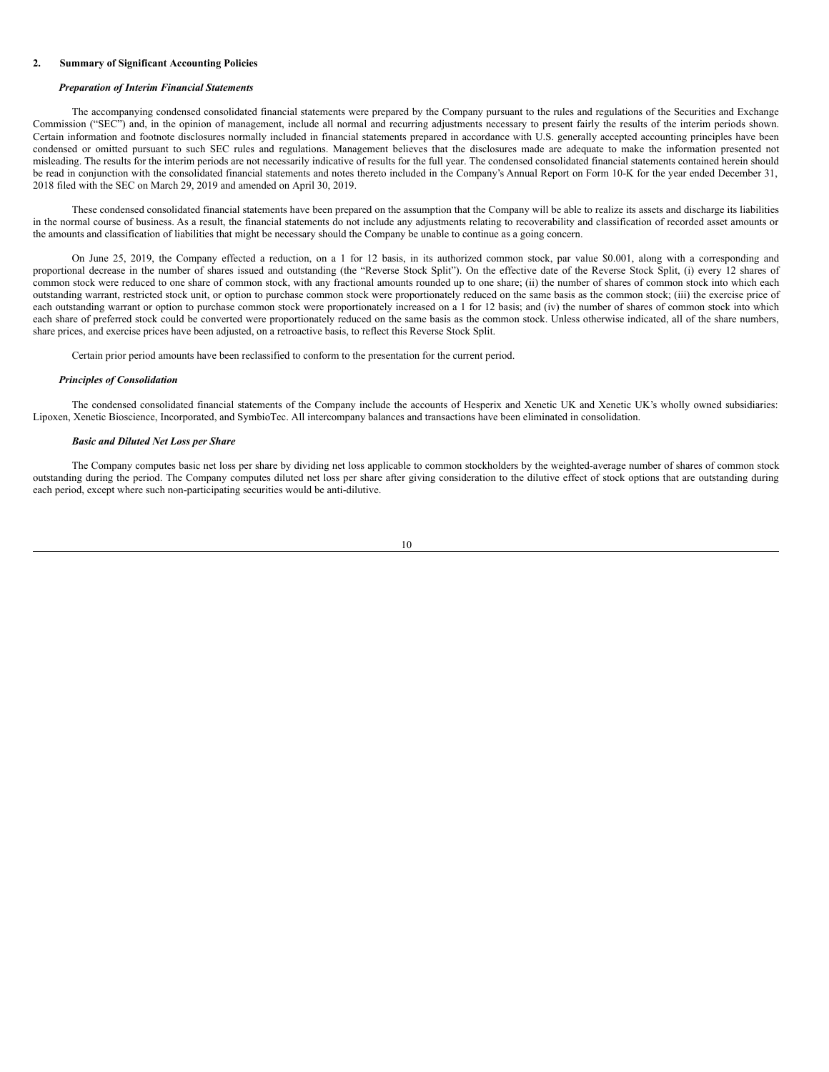## 2. Summary of Significant Accounting Policies

### *Preparation of Interim Financial Statements*

The accompanying condensed consolidated financial statements were prepared by the Company pursuant to the rules and regulations of the Securities and Exchange Commission ("SEC") and, in the opinion of management, include all normal and recurring adjustments necessary to present fairly the results of the interim periods shown. Certain information and footnote disclosures normally included in financial statements prepared in accordance with U.S. generally accepted accounting principles have been condensed or omitted pursuant to such SEC rules and regulations. Management believes that the disclosures made are adequate to make the information presented not misleading. The results for the interim periods are not necessarily indicative of results for the full year. The condensed consolidated financial statements contained herein should be read in conjunction with the consolidated financial statements and notes thereto included in the Company's Annual Report on Form 10-K for the year ended December 31, 2018 filed with the SEC on March 29, 2019 and amended on April 30, 2019.

These condensed consolidated financial statements have been prepared on the assumption that the Company will be able to realize its assets and discharge its liabilities in the normal course of business. As a result, the financial statements do not include any adjustments relating to recoverability and classification of recorded asset amounts or the amounts and classification of liabilities that might be necessary should the Company be unable to continue as a going concern.

On June 25, 2019, the Company effected a reduction, on a 1 for 12 basis, in its authorized common stock, par value $0.001, along with a corresponding and proportional decrease in the number of shares issued and outstanding (the "Reverse Stock Split"). On the effective date of the Reverse Stock Split, (i) every 12 shares of common stock were reduced to one share of common stock, with any fractional amounts rounded up to one share; (ii) the number of shares of common stock into which each outstanding warrant, restricted stock unit, or option to purchase common stock were proportionately reduced on the same basis as the common stock; (iii) the exercise price of each outstanding warrant or option to purchase common stock were proportionately increased on a 1 for 12 basis; and (iv) the number of shares of common stock into which each share of preferred stock could be converted were proportionately reduced on the same basis as the common stock. Unless otherwise indicated, all of the share numbers, share prices, and exercise prices have been adjusted, on a retroactive basis, to reflect this Reverse Stock Split.

Certain prior period amounts have been reclassified to conform to the presentation for the current period.

### *Principles of Consolidation*

The condensed consolidated financial statements of the Company include the accounts of Hesperix and Xenetic UK and Xenetic UK's wholly owned subsidiaries: Lipoxen, Xenetic Bioscience, Incorporated, and SymbioTec. All intercompany balances and transactions have been eliminated in consolidation.

### *Basic and Diluted Net Loss per Share*

The Company computes basic net loss per share by dividing net loss applicable to common stockholders by the weighted-average number of shares of common stock outstanding during the period. The Company computes diluted net loss per share after giving consideration to the dilutive effect of stock options that are outstanding during each period, except where such non-participating securities would be anti-dilutive.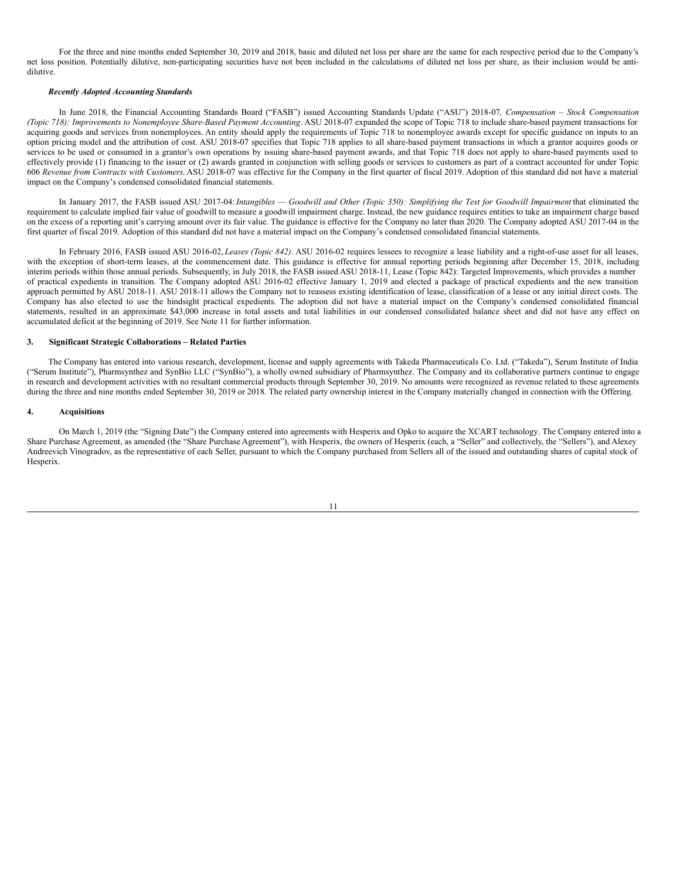For the three and nine months ended September 30, 2019 and 2018, basic and diluted net loss per share are the same for each respective period due to the Company's net loss position. Potentially dilutive, non-participating securities have not been included in the calculations of diluted net loss per share, as their inclusion would be anti-dilutive.

***Recently Adopted Accounting Standards***

In June 2018, the Financial Accounting Standards Board ("FASB") issued Accounting Standards Update ("ASU") 2018-07*, Compensation – Stock Compensation (Topic 718): Improvements to Nonemployee Share-Based Payment Accounting*. ASU 2018-07 expanded the scope of Topic 718 to include share-based payment transactions for acquiring goods and services from nonemployees. An entity should apply the requirements of Topic 718 to nonemployee awards except for specific guidance on inputs to an option pricing model and the attribution of cost. ASU 2018-07 specifies that Topic 718 applies to all share-based payment transactions in which a grantor acquires goods or services to be used or consumed in a grantor's own operations by issuing share-based payment awards, and that Topic 718 does not apply to share-based payments used to effectively provide (1) financing to the issuer or (2) awards granted in conjunction with selling goods or services to customers as part of a contract accounted for under Topic 606 *Revenue from Contracts with Customers*. ASU 2018-07 was effective for the Company in the first quarter of fiscal 2019. Adoption of this standard did not have a material impact on the Company's condensed consolidated financial statements.

In January 2017, the FASB issued ASU 2017-04: *Intangibles — Goodwill and Other (Topic 350): Simplifying the Test for Goodwill Impairment* that eliminated the requirement to calculate implied fair value of goodwill to measure a goodwill impairment charge. Instead, the new guidance requires entities to take an impairment charge based on the excess of a reporting unit's carrying amount over its fair value. The guidance is effective for the Company no later than 2020. The Company adopted ASU 2017-04 in the first quarter of fiscal 2019. Adoption of this standard did not have a material impact on the Company's condensed consolidated financial statements.

In February 2016, FASB issued ASU 2016-02, *Leases (Topic 842)*. ASU 2016-02 requires lessees to recognize a lease liability and a right-of-use asset for all leases, with the exception of short-term leases, at the commencement date. This guidance is effective for annual reporting periods beginning after December 15, 2018, including interim periods within those annual periods. Subsequently, in July 2018, the FASB issued ASU 2018-11, Lease (Topic 842): Targeted Improvements, which provides a number of practical expedients in transition. The Company adopted ASU 2016-02 effective January 1, 2019 and elected a package of practical expedients and the new transition approach permitted by ASU 2018-11. ASU 2018-11 allows the Company not to reassess existing identification of lease, classification of a lease or any initial direct costs. The Company has also elected to use the hindsight practical expedients. The adoption did not have a material impact on the Company's condensed consolidated financial statements, resulted in an approximate $43,000 increase in total assets and total liabilities in our condensed consolidated balance sheet and did not have any effect on accumulated deficit at the beginning of 2019. See Note 11 for further information.

## 3. Significant Strategic Collaborations – Related Parties

The Company has entered into various research, development, license and supply agreements with Takeda Pharmaceuticals Co. Ltd. ("Takeda"), Serum Institute of India ("Serum Institute"), Pharmsynthez and SynBio LLC ("SynBio"), a wholly owned subsidiary of Pharmsynthez. The Company and its collaborative partners continue to engage in research and development activities with no resultant commercial products through September 30, 2019. No amounts were recognized as revenue related to these agreements during the three and nine months ended September 30, 2019 or 2018. The related party ownership interest in the Company materially changed in connection with the Offering.

## 4. Acquisitions

On March 1, 2019 (the "Signing Date") the Company entered into agreements with Hesperix and Opko to acquire the XCART technology. The Company entered into a Share Purchase Agreement, as amended (the "Share Purchase Agreement"), with Hesperix, the owners of Hesperix (each, a "Seller" and collectively, the "Sellers"), and Alexey Andreevich Vinogradov, as the representative of each Seller, pursuant to which the Company purchased from Sellers all of the issued and outstanding shares of capital stock of Hesperix.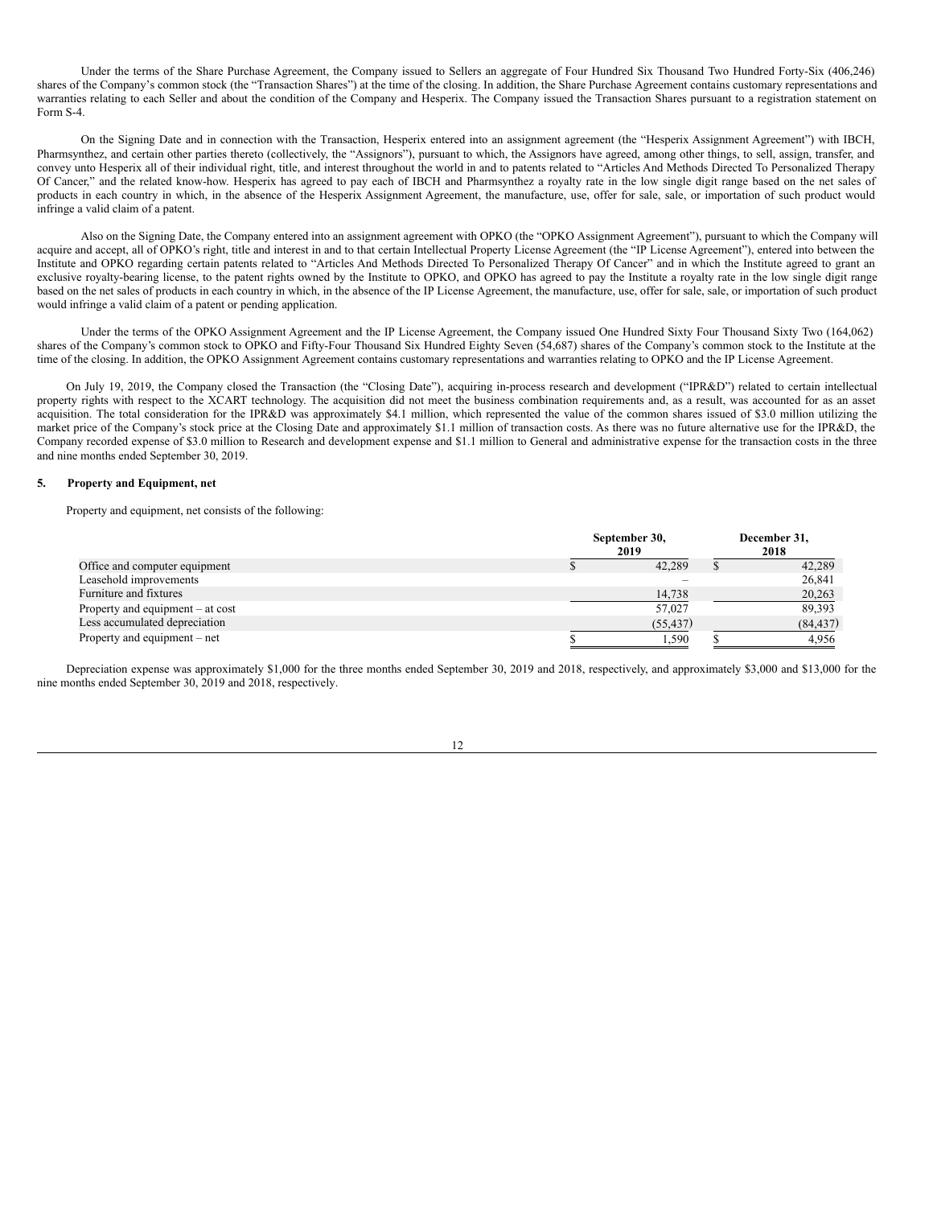Under the terms of the Share Purchase Agreement, the Company issued to Sellers an aggregate of Four Hundred Six Thousand Two Hundred Forty-Six (406,246) shares of the Company's common stock (the "Transaction Shares") at the time of the closing. In addition, the Share Purchase Agreement contains customary representations and warranties relating to each Seller and about the condition of the Company and Hesperix. The Company issued the Transaction Shares pursuant to a registration statement on Form S-4.

On the Signing Date and in connection with the Transaction, Hesperix entered into an assignment agreement (the "Hesperix Assignment Agreement") with IBCH, Pharmsynthez, and certain other parties thereto (collectively, the "Assignors"), pursuant to which, the Assignors have agreed, among other things, to sell, assign, transfer, and convey unto Hesperix all of their individual right, title, and interest throughout the world in and to patents related to "Articles And Methods Directed To Personalized Therapy Of Cancer," and the related know-how. Hesperix has agreed to pay each of IBCH and Pharmsynthez a royalty rate in the low single digit range based on the net sales of products in each country in which, in the absence of the Hesperix Assignment Agreement, the manufacture, use, offer for sale, sale, or importation of such product would infringe a valid claim of a patent.

Also on the Signing Date, the Company entered into an assignment agreement with OPKO (the "OPKO Assignment Agreement"), pursuant to which the Company will acquire and accept, all of OPKO's right, title and interest in and to that certain Intellectual Property License Agreement (the "IP License Agreement"), entered into between the Institute and OPKO regarding certain patents related to "Articles And Methods Directed To Personalized Therapy Of Cancer" and in which the Institute agreed to grant an exclusive royalty-bearing license, to the patent rights owned by the Institute to OPKO, and OPKO has agreed to pay the Institute a royalty rate in the low single digit range based on the net sales of products in each country in which, in the absence of the IP License Agreement, the manufacture, use, offer for sale, sale, or importation of such product would infringe a valid claim of a patent or pending application.

Under the terms of the OPKO Assignment Agreement and the IP License Agreement, the Company issued One Hundred Sixty Four Thousand Sixty Two (164,062) shares of the Company's common stock to OPKO and Fifty-Four Thousand Six Hundred Eighty Seven (54,687) shares of the Company's common stock to the Institute at the time of the closing. In addition, the OPKO Assignment Agreement contains customary representations and warranties relating to OPKO and the IP License Agreement.

On July 19, 2019, the Company closed the Transaction (the "Closing Date"), acquiring in-process research and development ("IPR&D") related to certain intellectual property rights with respect to the XCART technology. The acquisition did not meet the business combination requirements and, as a result, was accounted for as an asset acquisition. The total consideration for the IPR&D was approximately $4.1 million, which represented the value of the common shares issued of $3.0 million utilizing the market price of the Company's stock price at the Closing Date and approximately $1.1 million of transaction costs. As there was no future alternative use for the IPR&D, the Company recorded expense of $3.0 million to Research and development expense and $1.1 million to General and administrative expense for the transaction costs in the three and nine months ended September 30, 2019.

## 5. Property and Equipment, net

Property and equipment, net consists of the following:

| | September 30, 2019 | December 31, 2018 |
|---|---|---|
| Office and computer equipment | $ 42,289 | $ 42,289 |
| Leasehold improvements | – | 26,841 |
| Furniture and fixtures | 14,738 | 20,263 |
| Property and equipment – at cost | 57,027 | 89,393 |
| Less accumulated depreciation | (55,437) | (84,437) |
| Property and equipment – net | $ 1,590 | $ 4,956 |

Depreciation expense was approximately $1,000 for the three months ended September 30, 2019 and 2018, respectively, and approximately $3,000 and $13,000 for the nine months ended September 30, 2019 and 2018, respectively.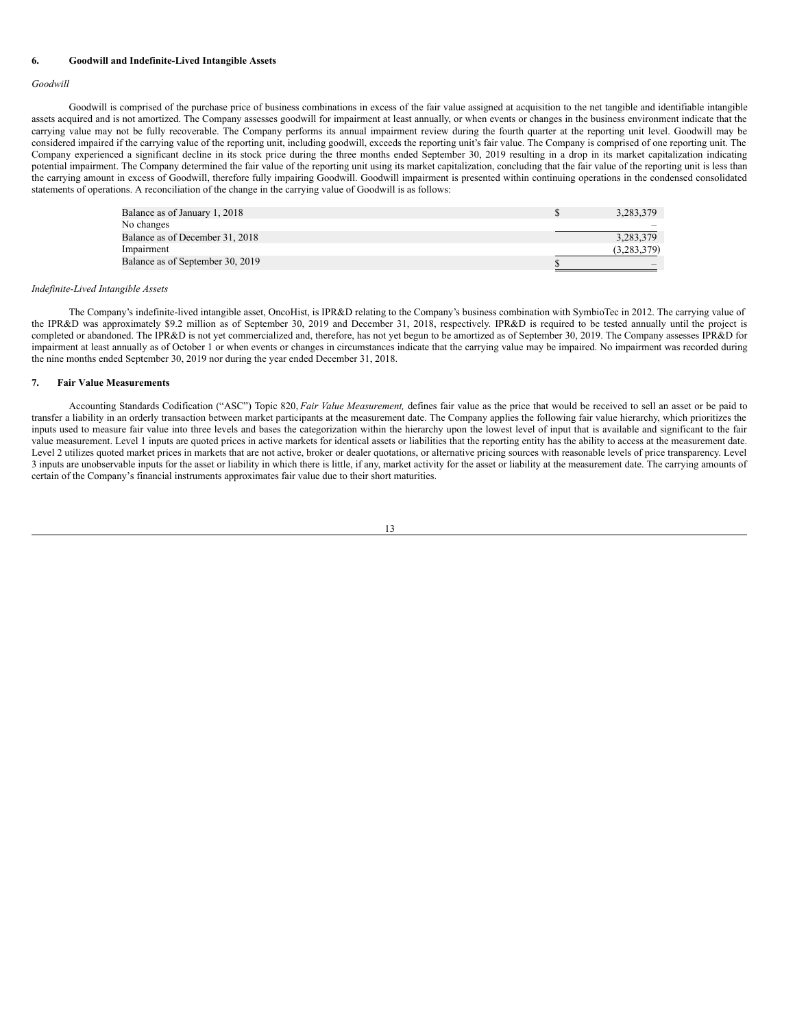## 6. Goodwill and Indefinite-Lived Intangible Assets

*Goodwill*

Goodwill is comprised of the purchase price of business combinations in excess of the fair value assigned at acquisition to the net tangible and identifiable intangible assets acquired and is not amortized. The Company assesses goodwill for impairment at least annually, or when events or changes in the business environment indicate that the carrying value may not be fully recoverable. The Company performs its annual impairment review during the fourth quarter at the reporting unit level. Goodwill may be considered impaired if the carrying value of the reporting unit, including goodwill, exceeds the reporting unit's fair value. The Company is comprised of one reporting unit. The Company experienced a significant decline in its stock price during the three months ended September 30, 2019 resulting in a drop in its market capitalization indicating potential impairment. The Company determined the fair value of the reporting unit using its market capitalization, concluding that the fair value of the reporting unit is less than the carrying amount in excess of Goodwill, therefore fully impairing Goodwill. Goodwill impairment is presented within continuing operations in the condensed consolidated statements of operations. A reconciliation of the change in the carrying value of Goodwill is as follows:

| | |
|---|---|
| Balance as of January 1, 2018 | $ 3,283,379 |
| No changes | – |
| Balance as of December 31, 2018 | 3,283,379 |
| Impairment | (3,283,379) |
| Balance as of September 30, 2019 | $ – |

*Indefinite-Lived Intangible Assets*

The Company's indefinite-lived intangible asset, OncoHist, is IPR&D relating to the Company's business combination with SymbioTec in 2012. The carrying value of the IPR&D was approximately $9.2 million as of September 30, 2019 and December 31, 2018, respectively. IPR&D is required to be tested annually until the project is completed or abandoned. The IPR&D is not yet commercialized and, therefore, has not yet begun to be amortized as of September 30, 2019. The Company assesses IPR&D for impairment at least annually as of October 1 or when events or changes in circumstances indicate that the carrying value may be impaired. No impairment was recorded during the nine months ended September 30, 2019 nor during the year ended December 31, 2018.

## 7. Fair Value Measurements

Accounting Standards Codification ("ASC") Topic 820, *Fair Value Measurement,* defines fair value as the price that would be received to sell an asset or be paid to transfer a liability in an orderly transaction between market participants at the measurement date. The Company applies the following fair value hierarchy, which prioritizes the inputs used to measure fair value into three levels and bases the categorization within the hierarchy upon the lowest level of input that is available and significant to the fair value measurement. Level 1 inputs are quoted prices in active markets for identical assets or liabilities that the reporting entity has the ability to access at the measurement date. Level 2 utilizes quoted market prices in markets that are not active, broker or dealer quotations, or alternative pricing sources with reasonable levels of price transparency. Level 3 inputs are unobservable inputs for the asset or liability in which there is little, if any, market activity for the asset or liability at the measurement date. The carrying amounts of certain of the Company's financial instruments approximates fair value due to their short maturities.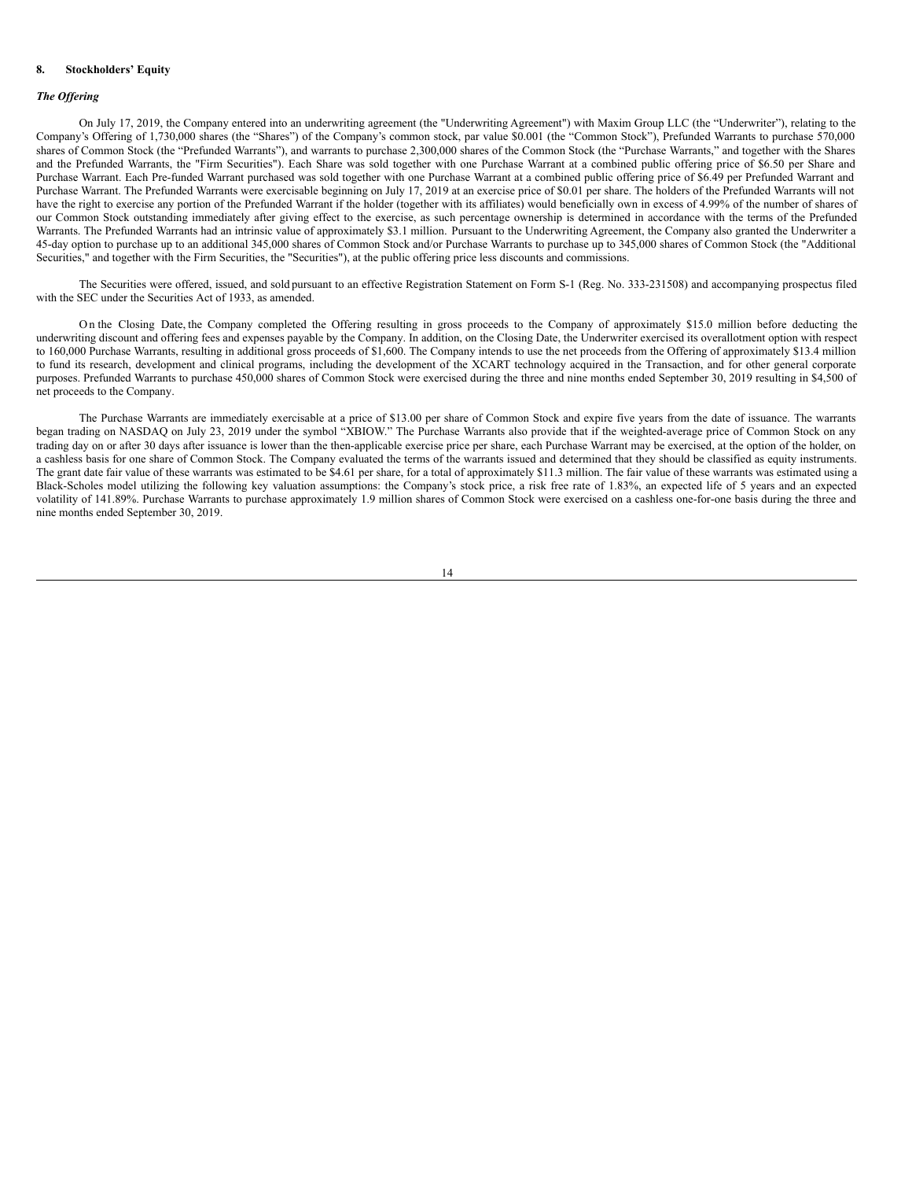## 8. Stockholders' Equity

### *The Offering*

On July 17, 2019, the Company entered into an underwriting agreement (the "Underwriting Agreement") with Maxim Group LLC (the "Underwriter"), relating to the Company's Offering of 1,730,000 shares (the "Shares") of the Company's common stock, par value $0.001 (the "Common Stock"), Prefunded Warrants to purchase 570,000 shares of Common Stock (the "Prefunded Warrants"), and warrants to purchase 2,300,000 shares of the Common Stock (the "Purchase Warrants," and together with the Shares and the Prefunded Warrants, the "Firm Securities"). Each Share was sold together with one Purchase Warrant at a combined public offering price of $6.50 per Share and Purchase Warrant. Each Pre-funded Warrant purchased was sold together with one Purchase Warrant at a combined public offering price of $6.49 per Prefunded Warrant and Purchase Warrant. The Prefunded Warrants were exercisable beginning on July 17, 2019 at an exercise price of $0.01 per share. The holders of the Prefunded Warrants will not have the right to exercise any portion of the Prefunded Warrant if the holder (together with its affiliates) would beneficially own in excess of 4.99% of the number of shares of our Common Stock outstanding immediately after giving effect to the exercise, as such percentage ownership is determined in accordance with the terms of the Prefunded Warrants. The Prefunded Warrants had an intrinsic value of approximately $3.1 million. Pursuant to the Underwriting Agreement, the Company also granted the Underwriter a 45-day option to purchase up to an additional 345,000 shares of Common Stock and/or Purchase Warrants to purchase up to 345,000 shares of Common Stock (the "Additional Securities," and together with the Firm Securities, the "Securities"), at the public offering price less discounts and commissions.

The Securities were offered, issued, and sold pursuant to an effective Registration Statement on Form S-1 (Reg. No. 333-231508) and accompanying prospectus filed with the SEC under the Securities Act of 1933, as amended.

On the Closing Date, the Company completed the Offering resulting in gross proceeds to the Company of approximately $15.0 million before deducting the underwriting discount and offering fees and expenses payable by the Company. In addition, on the Closing Date, the Underwriter exercised its overallotment option with respect to 160,000 Purchase Warrants, resulting in additional gross proceeds of $1,600. The Company intends to use the net proceeds from the Offering of approximately $13.4 million to fund its research, development and clinical programs, including the development of the XCART technology acquired in the Transaction, and for other general corporate purposes. Prefunded Warrants to purchase 450,000 shares of Common Stock were exercised during the three and nine months ended September 30, 2019 resulting in $4,500 of net proceeds to the Company.

The Purchase Warrants are immediately exercisable at a price of $13.00 per share of Common Stock and expire five years from the date of issuance. The warrants began trading on NASDAQ on July 23, 2019 under the symbol "XBIOW." The Purchase Warrants also provide that if the weighted-average price of Common Stock on any trading day on or after 30 days after issuance is lower than the then-applicable exercise price per share, each Purchase Warrant may be exercised, at the option of the holder, on a cashless basis for one share of Common Stock. The Company evaluated the terms of the warrants issued and determined that they should be classified as equity instruments. The grant date fair value of these warrants was estimated to be $4.61 per share, for a total of approximately $11.3 million. The fair value of these warrants was estimated using a Black-Scholes model utilizing the following key valuation assumptions: the Company's stock price, a risk free rate of 1.83%, an expected life of 5 years and an expected volatility of 141.89%. Purchase Warrants to purchase approximately 1.9 million shares of Common Stock were exercised on a cashless one-for-one basis during the three and nine months ended September 30, 2019.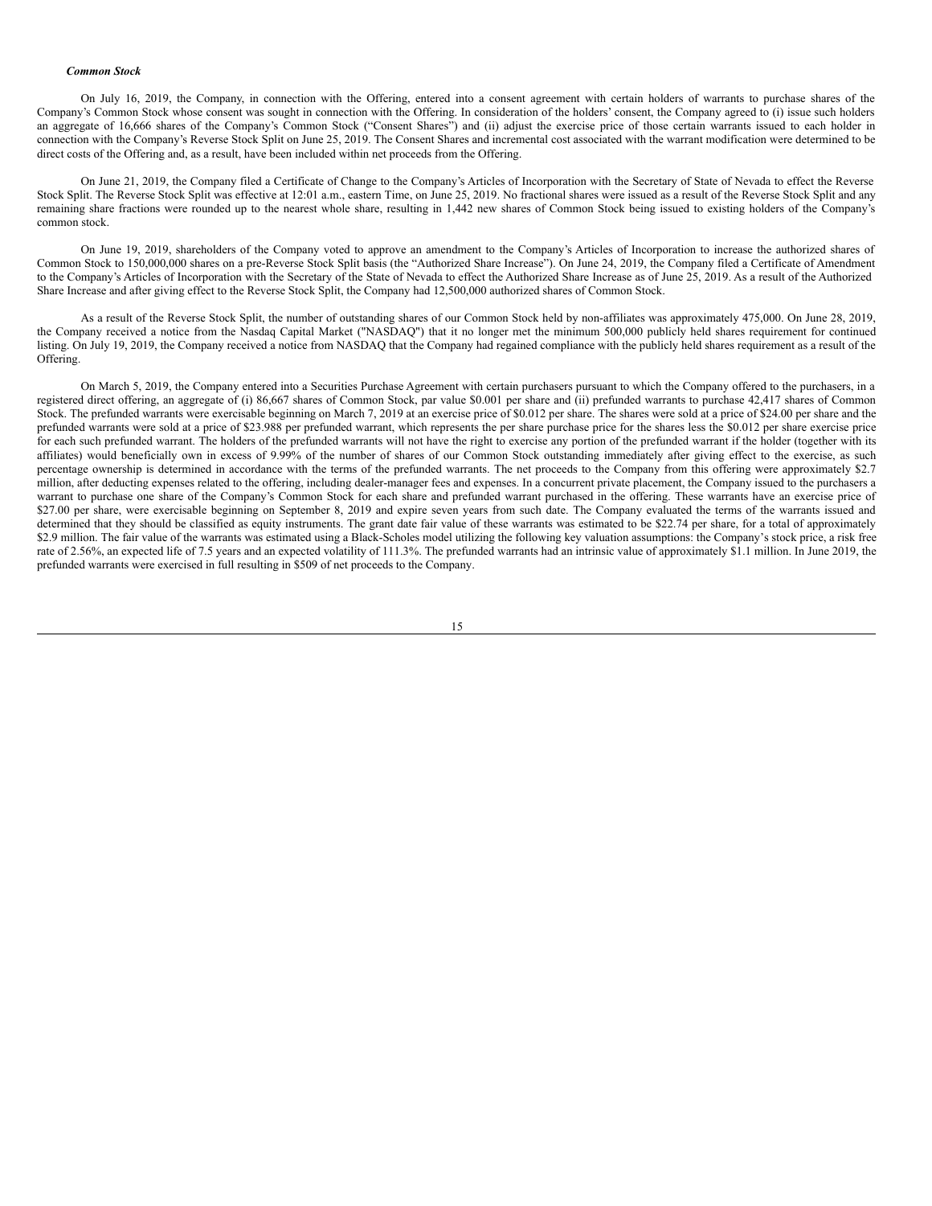***Common Stock***

On July 16, 2019, the Company, in connection with the Offering, entered into a consent agreement with certain holders of warrants to purchase shares of the Company's Common Stock whose consent was sought in connection with the Offering. In consideration of the holders' consent, the Company agreed to (i) issue such holders an aggregate of 16,666 shares of the Company's Common Stock ("Consent Shares") and (ii) adjust the exercise price of those certain warrants issued to each holder in connection with the Company's Reverse Stock Split on June 25, 2019. The Consent Shares and incremental cost associated with the warrant modification were determined to be direct costs of the Offering and, as a result, have been included within net proceeds from the Offering.

On June 21, 2019, the Company filed a Certificate of Change to the Company's Articles of Incorporation with the Secretary of State of Nevada to effect the Reverse Stock Split. The Reverse Stock Split was effective at 12:01 a.m., eastern Time, on June 25, 2019. No fractional shares were issued as a result of the Reverse Stock Split and any remaining share fractions were rounded up to the nearest whole share, resulting in 1,442 new shares of Common Stock being issued to existing holders of the Company's common stock.

On June 19, 2019, shareholders of the Company voted to approve an amendment to the Company's Articles of Incorporation to increase the authorized shares of Common Stock to 150,000,000 shares on a pre-Reverse Stock Split basis (the "Authorized Share Increase"). On June 24, 2019, the Company filed a Certificate of Amendment to the Company's Articles of Incorporation with the Secretary of the State of Nevada to effect the Authorized Share Increase as of June 25, 2019. As a result of the Authorized Share Increase and after giving effect to the Reverse Stock Split, the Company had 12,500,000 authorized shares of Common Stock.

As a result of the Reverse Stock Split, the number of outstanding shares of our Common Stock held by non-affiliates was approximately 475,000. On June 28, 2019, the Company received a notice from the Nasdaq Capital Market ("NASDAQ") that it no longer met the minimum 500,000 publicly held shares requirement for continued listing. On July 19, 2019, the Company received a notice from NASDAQ that the Company had regained compliance with the publicly held shares requirement as a result of the Offering.

On March 5, 2019, the Company entered into a Securities Purchase Agreement with certain purchasers pursuant to which the Company offered to the purchasers, in a registered direct offering, an aggregate of (i) 86,667 shares of Common Stock, par value $0.001 per share and (ii) prefunded warrants to purchase 42,417 shares of Common Stock. The prefunded warrants were exercisable beginning on March 7, 2019 at an exercise price of $0.012 per share. The shares were sold at a price of $24.00 per share and the prefunded warrants were sold at a price of $23.988 per prefunded warrant, which represents the per share purchase price for the shares less the $0.012 per share exercise price for each such prefunded warrant. The holders of the prefunded warrants will not have the right to exercise any portion of the prefunded warrant if the holder (together with its affiliates) would beneficially own in excess of 9.99% of the number of shares of our Common Stock outstanding immediately after giving effect to the exercise, as such percentage ownership is determined in accordance with the terms of the prefunded warrants. The net proceeds to the Company from this offering were approximately $2.7 million, after deducting expenses related to the offering, including dealer-manager fees and expenses. In a concurrent private placement, the Company issued to the purchasers a warrant to purchase one share of the Company's Common Stock for each share and prefunded warrant purchased in the offering. These warrants have an exercise price of $27.00 per share, were exercisable beginning on September 8, 2019 and expire seven years from such date. The Company evaluated the terms of the warrants issued and determined that they should be classified as equity instruments. The grant date fair value of these warrants was estimated to be $22.74 per share, for a total of approximately $2.9 million. The fair value of the warrants was estimated using a Black-Scholes model utilizing the following key valuation assumptions: the Company's stock price, a risk free rate of 2.56%, an expected life of 7.5 years and an expected volatility of 111.3%. The prefunded warrants had an intrinsic value of approximately $1.1 million. In June 2019, the prefunded warrants were exercised in full resulting in $509 of net proceeds to the Company.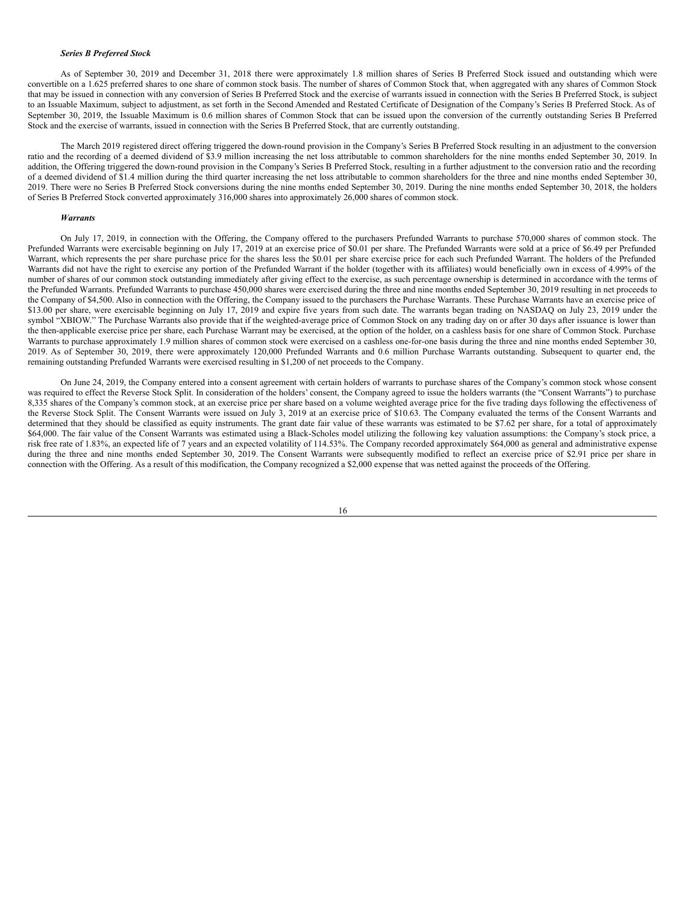***Series B Preferred Stock***

As of September 30, 2019 and December 31, 2018 there were approximately 1.8 million shares of Series B Preferred Stock issued and outstanding which were convertible on a 1.625 preferred shares to one share of common stock basis. The number of shares of Common Stock that, when aggregated with any shares of Common Stock that may be issued in connection with any conversion of Series B Preferred Stock and the exercise of warrants issued in connection with the Series B Preferred Stock, is subject to an Issuable Maximum, subject to adjustment, as set forth in the Second Amended and Restated Certificate of Designation of the Company's Series B Preferred Stock. As of September 30, 2019, the Issuable Maximum is 0.6 million shares of Common Stock that can be issued upon the conversion of the currently outstanding Series B Preferred Stock and the exercise of warrants, issued in connection with the Series B Preferred Stock, that are currently outstanding.

The March 2019 registered direct offering triggered the down-round provision in the Company's Series B Preferred Stock resulting in an adjustment to the conversion ratio and the recording of a deemed dividend of $3.9 million increasing the net loss attributable to common shareholders for the nine months ended September 30, 2019. In addition, the Offering triggered the down-round provision in the Company's Series B Preferred Stock, resulting in a further adjustment to the conversion ratio and the recording of a deemed dividend of $1.4 million during the third quarter increasing the net loss attributable to common shareholders for the three and nine months ended September 30, 2019. There were no Series B Preferred Stock conversions during the nine months ended September 30, 2019. During the nine months ended September 30, 2018, the holders of Series B Preferred Stock converted approximately 316,000 shares into approximately 26,000 shares of common stock.

***Warrants***

On July 17, 2019, in connection with the Offering, the Company offered to the purchasers Prefunded Warrants to purchase 570,000 shares of common stock. The Prefunded Warrants were exercisable beginning on July 17, 2019 at an exercise price of $0.01 per share. The Prefunded Warrants were sold at a price of $6.49 per Prefunded Warrant, which represents the per share purchase price for the shares less the $0.01 per share exercise price for each such Prefunded Warrant. The holders of the Prefunded Warrants did not have the right to exercise any portion of the Prefunded Warrant if the holder (together with its affiliates) would beneficially own in excess of 4.99% of the number of shares of our common stock outstanding immediately after giving effect to the exercise, as such percentage ownership is determined in accordance with the terms of the Prefunded Warrants. Prefunded Warrants to purchase 450,000 shares were exercised during the three and nine months ended September 30, 2019 resulting in net proceeds to the Company of $4,500. Also in connection with the Offering, the Company issued to the purchasers the Purchase Warrants. These Purchase Warrants have an exercise price of $13.00 per share, were exercisable beginning on July 17, 2019 and expire five years from such date. The warrants began trading on NASDAQ on July 23, 2019 under the symbol "XBIOW." The Purchase Warrants also provide that if the weighted-average price of Common Stock on any trading day on or after 30 days after issuance is lower than the then-applicable exercise price per share, each Purchase Warrant may be exercised, at the option of the holder, on a cashless basis for one share of Common Stock. Purchase Warrants to purchase approximately 1.9 million shares of common stock were exercised on a cashless one-for-one basis during the three and nine months ended September 30, 2019. As of September 30, 2019, there were approximately 120,000 Prefunded Warrants and 0.6 million Purchase Warrants outstanding. Subsequent to quarter end, the remaining outstanding Prefunded Warrants were exercised resulting in $1,200 of net proceeds to the Company.

On June 24, 2019, the Company entered into a consent agreement with certain holders of warrants to purchase shares of the Company's common stock whose consent was required to effect the Reverse Stock Split. In consideration of the holders' consent, the Company agreed to issue the holders warrants (the "Consent Warrants") to purchase 8,335 shares of the Company's common stock, at an exercise price per share based on a volume weighted average price for the five trading days following the effectiveness of the Reverse Stock Split. The Consent Warrants were issued on July 3, 2019 at an exercise price of $10.63. The Company evaluated the terms of the Consent Warrants and determined that they should be classified as equity instruments. The grant date fair value of these warrants was estimated to be $7.62 per share, for a total of approximately $64,000. The fair value of the Consent Warrants was estimated using a Black-Scholes model utilizing the following key valuation assumptions: the Company's stock price, a risk free rate of 1.83%, an expected life of 7 years and an expected volatility of 114.53%. The Company recorded approximately $64,000 as general and administrative expense during the three and nine months ended September 30, 2019. The Consent Warrants were subsequently modified to reflect an exercise price of $2.91 price per share in connection with the Offering. As a result of this modification, the Company recognized a $2,000 expense that was netted against the proceeds of the Offering.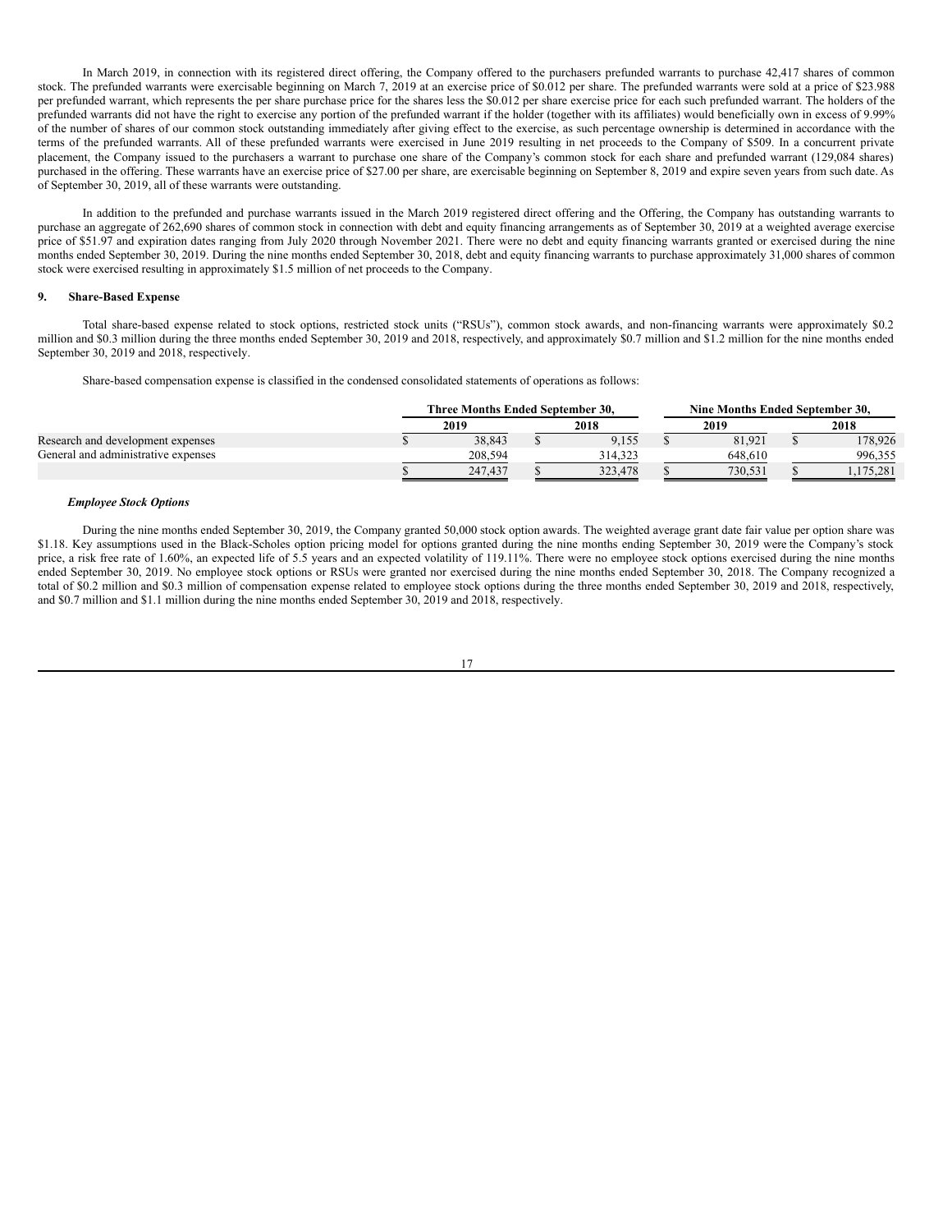In March 2019, in connection with its registered direct offering, the Company offered to the purchasers prefunded warrants to purchase 42,417 shares of common stock. The prefunded warrants were exercisable beginning on March 7, 2019 at an exercise price of $0.012 per share. The prefunded warrants were sold at a price of $23.988 per prefunded warrant, which represents the per share purchase price for the shares less the $0.012 per share exercise price for each such prefunded warrant. The holders of the prefunded warrants did not have the right to exercise any portion of the prefunded warrant if the holder (together with its affiliates) would beneficially own in excess of 9.99% of the number of shares of our common stock outstanding immediately after giving effect to the exercise, as such percentage ownership is determined in accordance with the terms of the prefunded warrants. All of these prefunded warrants were exercised in June 2019 resulting in net proceeds to the Company of $509. In a concurrent private placement, the Company issued to the purchasers a warrant to purchase one share of the Company's common stock for each share and prefunded warrant (129,084 shares) purchased in the offering. These warrants have an exercise price of $27.00 per share, are exercisable beginning on September 8, 2019 and expire seven years from such date. As of September 30, 2019, all of these warrants were outstanding.

In addition to the prefunded and purchase warrants issued in the March 2019 registered direct offering and the Offering, the Company has outstanding warrants to purchase an aggregate of 262,690 shares of common stock in connection with debt and equity financing arrangements as of September 30, 2019 at a weighted average exercise price of $51.97 and expiration dates ranging from July 2020 through November 2021. There were no debt and equity financing warrants granted or exercised during the nine months ended September 30, 2019. During the nine months ended September 30, 2018, debt and equity financing warrants to purchase approximately 31,000 shares of common stock were exercised resulting in approximately $1.5 million of net proceeds to the Company.

## 9. Share-Based Expense

Total share-based expense related to stock options, restricted stock units ("RSUs"), common stock awards, and non-financing warrants were approximately $0.2 million and $0.3 million during the three months ended September 30, 2019 and 2018, respectively, and approximately $0.7 million and $1.2 million for the nine months ended September 30, 2019 and 2018, respectively.

Share-based compensation expense is classified in the condensed consolidated statements of operations as follows:

| | Three Months Ended September 30, | | Nine Months Ended September 30, | |
|---|---|---|---|---|
| | 2019 | 2018 | 2019 | 2018 |
| Research and development expenses | $ 38,843 | $ 9,155 | $ 81,921 | $ 178,926 |
| General and administrative expenses | 208,594 | 314,323 | 648,610 | 996,355 |
| | $ 247,437 | $ 323,478 | $ 730,531 | $ 1,175,281 |

### *Employee Stock Options*

During the nine months ended September 30, 2019, the Company granted 50,000 stock option awards. The weighted average grant date fair value per option share was $1.18. Key assumptions used in the Black-Scholes option pricing model for options granted during the nine months ending September 30, 2019 were the Company's stock price, a risk free rate of 1.60%, an expected life of 5.5 years and an expected volatility of 119.11%. There were no employee stock options exercised during the nine months ended September 30, 2019. No employee stock options or RSUs were granted nor exercised during the nine months ended September 30, 2018. The Company recognized a total of $0.2 million and $0.3 million of compensation expense related to employee stock options during the three months ended September 30, 2019 and 2018, respectively, and $0.7 million and $1.1 million during the nine months ended September 30, 2019 and 2018, respectively.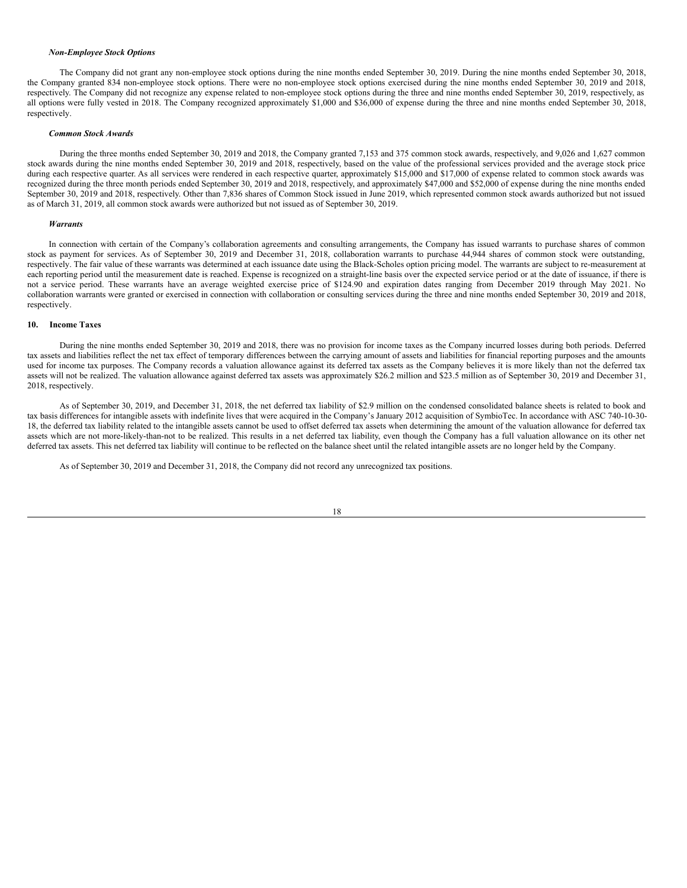***Non-Employee Stock Options***

The Company did not grant any non-employee stock options during the nine months ended September 30, 2019. During the nine months ended September 30, 2018, the Company granted 834 non-employee stock options. There were no non-employee stock options exercised during the nine months ended September 30, 2019 and 2018, respectively. The Company did not recognize any expense related to non-employee stock options during the three and nine months ended September 30, 2019, respectively, as all options were fully vested in 2018. The Company recognized approximately $1,000 and $36,000 of expense during the three and nine months ended September 30, 2018, respectively.

***Common Stock Awards***

During the three months ended September 30, 2019 and 2018, the Company granted 7,153 and 375 common stock awards, respectively, and 9,026 and 1,627 common stock awards during the nine months ended September 30, 2019 and 2018, respectively, based on the value of the professional services provided and the average stock price during each respective quarter. As all services were rendered in each respective quarter, approximately $15,000 and $17,000 of expense related to common stock awards was recognized during the three month periods ended September 30, 2019 and 2018, respectively, and approximately $47,000 and $52,000 of expense during the nine months ended September 30, 2019 and 2018, respectively. Other than 7,836 shares of Common Stock issued in June 2019, which represented common stock awards authorized but not issued as of March 31, 2019, all common stock awards were authorized but not issued as of September 30, 2019.

***Warrants***

In connection with certain of the Company's collaboration agreements and consulting arrangements, the Company has issued warrants to purchase shares of common stock as payment for services. As of September 30, 2019 and December 31, 2018, collaboration warrants to purchase 44,944 shares of common stock were outstanding, respectively. The fair value of these warrants was determined at each issuance date using the Black-Scholes option pricing model. The warrants are subject to re-measurement at each reporting period until the measurement date is reached. Expense is recognized on a straight-line basis over the expected service period or at the date of issuance, if there is not a service period. These warrants have an average weighted exercise price of $124.90 and expiration dates ranging from December 2019 through May 2021. No collaboration warrants were granted or exercised in connection with collaboration or consulting services during the three and nine months ended September 30, 2019 and 2018, respectively.

## 10. Income Taxes

During the nine months ended September 30, 2019 and 2018, there was no provision for income taxes as the Company incurred losses during both periods. Deferred tax assets and liabilities reflect the net tax effect of temporary differences between the carrying amount of assets and liabilities for financial reporting purposes and the amounts used for income tax purposes. The Company records a valuation allowance against its deferred tax assets as the Company believes it is more likely than not the deferred tax assets will not be realized. The valuation allowance against deferred tax assets was approximately $26.2 million and $23.5 million as of September 30, 2019 and December 31, 2018, respectively.

As of September 30, 2019, and December 31, 2018, the net deferred tax liability of $2.9 million on the condensed consolidated balance sheets is related to book and tax basis differences for intangible assets with indefinite lives that were acquired in the Company's January 2012 acquisition of SymbioTec. In accordance with ASC 740-10-30-18, the deferred tax liability related to the intangible assets cannot be used to offset deferred tax assets when determining the amount of the valuation allowance for deferred tax assets which are not more-likely-than-not to be realized. This results in a net deferred tax liability, even though the Company has a full valuation allowance on its other net deferred tax assets. This net deferred tax liability will continue to be reflected on the balance sheet until the related intangible assets are no longer held by the Company.

As of September 30, 2019 and December 31, 2018, the Company did not record any unrecognized tax positions.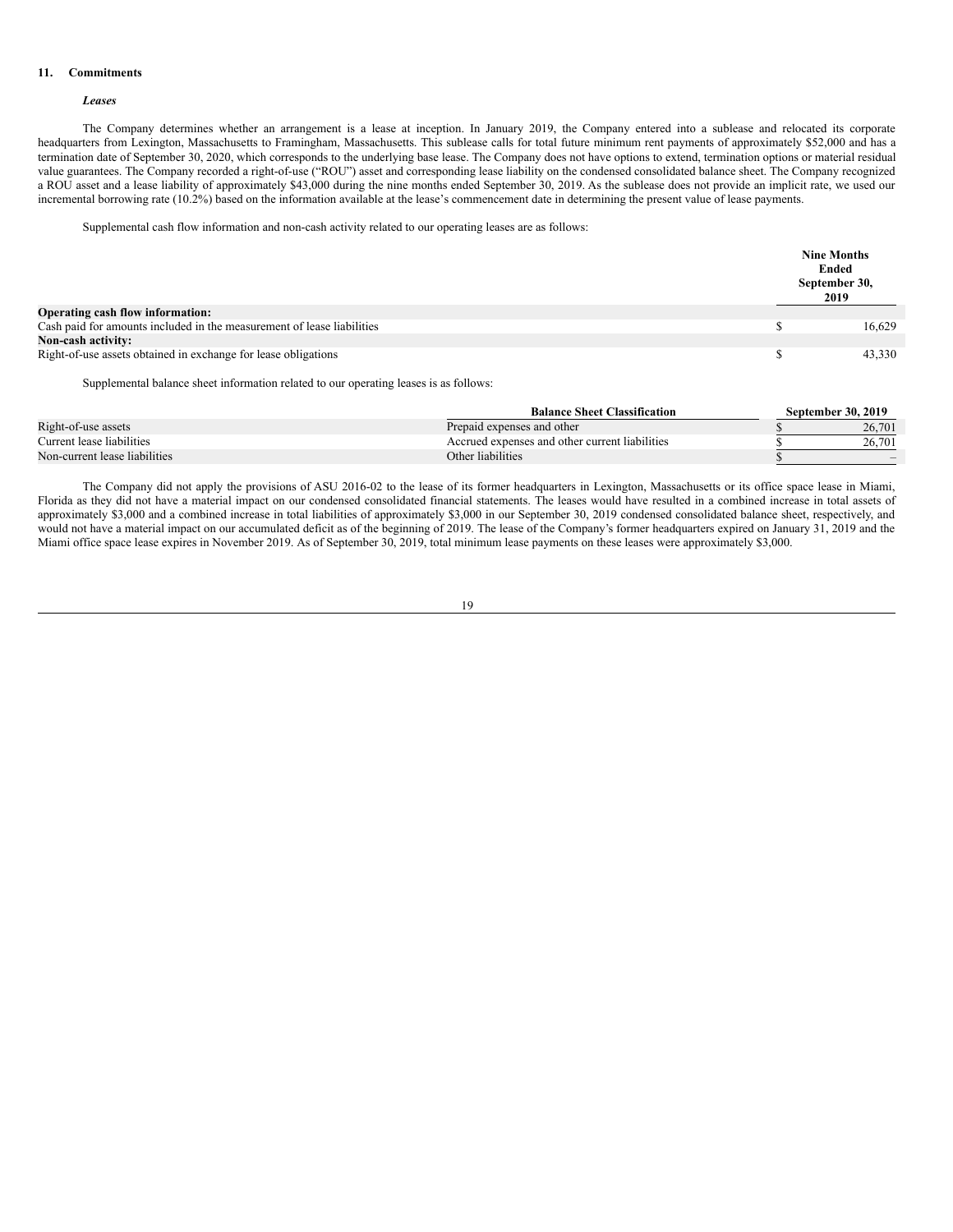## 11. Commitments

### *Leases*

The Company determines whether an arrangement is a lease at inception. In January 2019, the Company entered into a sublease and relocated its corporate headquarters from Lexington, Massachusetts to Framingham, Massachusetts. This sublease calls for total future minimum rent payments of approximately $52,000 and has a termination date of September 30, 2020, which corresponds to the underlying base lease. The Company does not have options to extend, termination options or material residual value guarantees. The Company recorded a right-of-use ("ROU") asset and corresponding lease liability on the condensed consolidated balance sheet. The Company recognized a ROU asset and a lease liability of approximately $43,000 during the nine months ended September 30, 2019. As the sublease does not provide an implicit rate, we used our incremental borrowing rate (10.2%) based on the information available at the lease's commencement date in determining the present value of lease payments.

Supplemental cash flow information and non-cash activity related to our operating leases are as follows:

| | Nine Months Ended September 30, 2019 |
|---|---|
| **Operating cash flow information:** | |
| Cash paid for amounts included in the measurement of lease liabilities | $ 16,629 |
| **Non-cash activity:** | |
| Right-of-use assets obtained in exchange for lease obligations | $ 43,330 |

Supplemental balance sheet information related to our operating leases is as follows:

| | Balance Sheet Classification | September 30, 2019 |
|---|---|---|
| Right-of-use assets | Prepaid expenses and other | $ 26,701 |
| Current lease liabilities | Accrued expenses and other current liabilities | $ 26,701 |
| Non-current lease liabilities | Other liabilities | $ – |

The Company did not apply the provisions of ASU 2016-02 to the lease of its former headquarters in Lexington, Massachusetts or its office space lease in Miami, Florida as they did not have a material impact on our condensed consolidated financial statements. The leases would have resulted in a combined increase in total assets of approximately $3,000 and a combined increase in total liabilities of approximately $3,000 in our September 30, 2019 condensed consolidated balance sheet, respectively, and would not have a material impact on our accumulated deficit as of the beginning of 2019. The lease of the Company's former headquarters expired on January 31, 2019 and the Miami office space lease expires in November 2019. As of September 30, 2019, total minimum lease payments on these leases were approximately $3,000.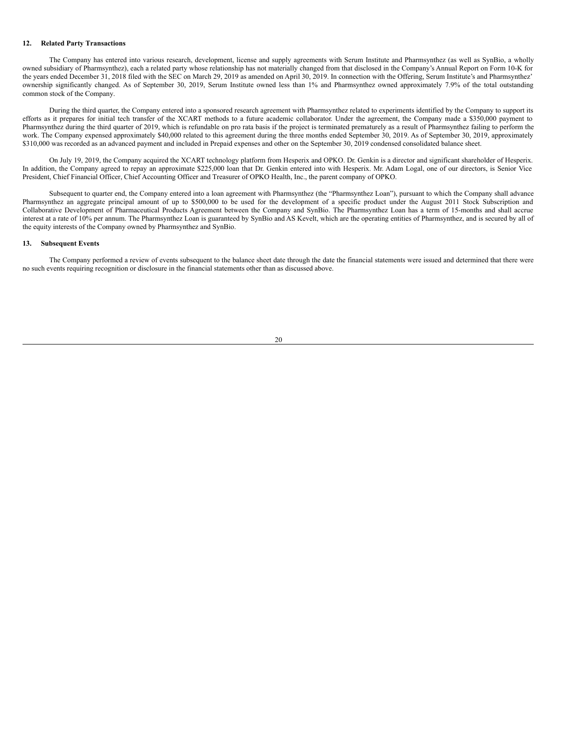## 12. Related Party Transactions

The Company has entered into various research, development, license and supply agreements with Serum Institute and Pharmsynthez (as well as SynBio, a wholly owned subsidiary of Pharmsynthez), each a related party whose relationship has not materially changed from that disclosed in the Company's Annual Report on Form 10-K for the years ended December 31, 2018 filed with the SEC on March 29, 2019 as amended on April 30, 2019. In connection with the Offering, Serum Institute's and Pharmsynthez' ownership significantly changed. As of September 30, 2019, Serum Institute owned less than 1% and Pharmsynthez owned approximately 7.9% of the total outstanding common stock of the Company.

During the third quarter, the Company entered into a sponsored research agreement with Pharmsynthez related to experiments identified by the Company to support its efforts as it prepares for initial tech transfer of the XCART methods to a future academic collaborator. Under the agreement, the Company made a $350,000 payment to Pharmsynthez during the third quarter of 2019, which is refundable on pro rata basis if the project is terminated prematurely as a result of Pharmsynthez failing to perform the work. The Company expensed approximately $40,000 related to this agreement during the three months ended September 30, 2019. As of September 30, 2019, approximately $310,000 was recorded as an advanced payment and included in Prepaid expenses and other on the September 30, 2019 condensed consolidated balance sheet.

On July 19, 2019, the Company acquired the XCART technology platform from Hesperix and OPKO. Dr. Genkin is a director and significant shareholder of Hesperix. In addition, the Company agreed to repay an approximate $225,000 loan that Dr. Genkin entered into with Hesperix. Mr. Adam Logal, one of our directors, is Senior Vice President, Chief Financial Officer, Chief Accounting Officer and Treasurer of OPKO Health, Inc., the parent company of OPKO.

Subsequent to quarter end, the Company entered into a loan agreement with Pharmsynthez (the "Pharmsynthez Loan"), pursuant to which the Company shall advance Pharmsynthez an aggregate principal amount of up to $500,000 to be used for the development of a specific product under the August 2011 Stock Subscription and Collaborative Development of Pharmaceutical Products Agreement between the Company and SynBio. The Pharmsynthez Loan has a term of 15-months and shall accrue interest at a rate of 10% per annum. The Pharmsynthez Loan is guaranteed by SynBio and AS Kevelt, which are the operating entities of Pharmsynthez, and is secured by all of the equity interests of the Company owned by Pharmsynthez and SynBio.

## 13. Subsequent Events

The Company performed a review of events subsequent to the balance sheet date through the date the financial statements were issued and determined that there were no such events requiring recognition or disclosure in the financial statements other than as discussed above.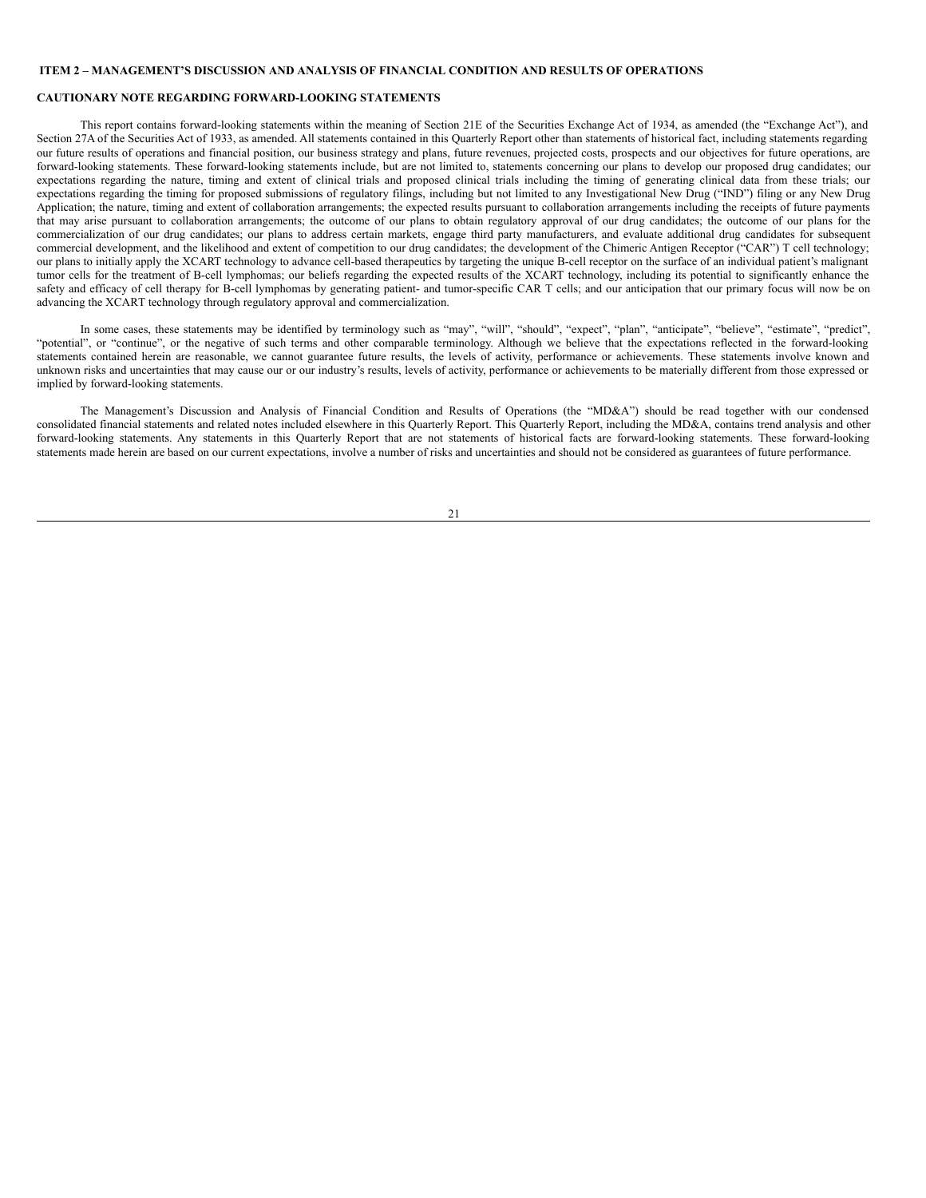## ITEM 2 – MANAGEMENT'S DISCUSSION AND ANALYSIS OF FINANCIAL CONDITION AND RESULTS OF OPERATIONS

### CAUTIONARY NOTE REGARDING FORWARD-LOOKING STATEMENTS

This report contains forward-looking statements within the meaning of Section 21E of the Securities Exchange Act of 1934, as amended (the "Exchange Act"), and Section 27A of the Securities Act of 1933, as amended. All statements contained in this Quarterly Report other than statements of historical fact, including statements regarding our future results of operations and financial position, our business strategy and plans, future revenues, projected costs, prospects and our objectives for future operations, are forward-looking statements. These forward-looking statements include, but are not limited to, statements concerning our plans to develop our proposed drug candidates; our expectations regarding the nature, timing and extent of clinical trials and proposed clinical trials including the timing of generating clinical data from these trials; our expectations regarding the timing for proposed submissions of regulatory filings, including but not limited to any Investigational New Drug ("IND") filing or any New Drug Application; the nature, timing and extent of collaboration arrangements; the expected results pursuant to collaboration arrangements including the receipts of future payments that may arise pursuant to collaboration arrangements; the outcome of our plans to obtain regulatory approval of our drug candidates; the outcome of our plans for the commercialization of our drug candidates; our plans to address certain markets, engage third party manufacturers, and evaluate additional drug candidates for subsequent commercial development, and the likelihood and extent of competition to our drug candidates; the development of the Chimeric Antigen Receptor ("CAR") T cell technology; our plans to initially apply the XCART technology to advance cell-based therapeutics by targeting the unique B-cell receptor on the surface of an individual patient's malignant tumor cells for the treatment of B-cell lymphomas; our beliefs regarding the expected results of the XCART technology, including its potential to significantly enhance the safety and efficacy of cell therapy for B-cell lymphomas by generating patient- and tumor-specific CAR T cells; and our anticipation that our primary focus will now be on advancing the XCART technology through regulatory approval and commercialization.

In some cases, these statements may be identified by terminology such as "may", "will", "should", "expect", "plan", "anticipate", "believe", "estimate", "predict", "potential", or "continue", or the negative of such terms and other comparable terminology. Although we believe that the expectations reflected in the forward-looking statements contained herein are reasonable, we cannot guarantee future results, the levels of activity, performance or achievements. These statements involve known and unknown risks and uncertainties that may cause our or our industry's results, levels of activity, performance or achievements to be materially different from those expressed or implied by forward-looking statements.

The Management's Discussion and Analysis of Financial Condition and Results of Operations (the "MD&A") should be read together with our condensed consolidated financial statements and related notes included elsewhere in this Quarterly Report. This Quarterly Report, including the MD&A, contains trend analysis and other forward-looking statements. Any statements in this Quarterly Report that are not statements of historical facts are forward-looking statements. These forward-looking statements made herein are based on our current expectations, involve a number of risks and uncertainties and should not be considered as guarantees of future performance.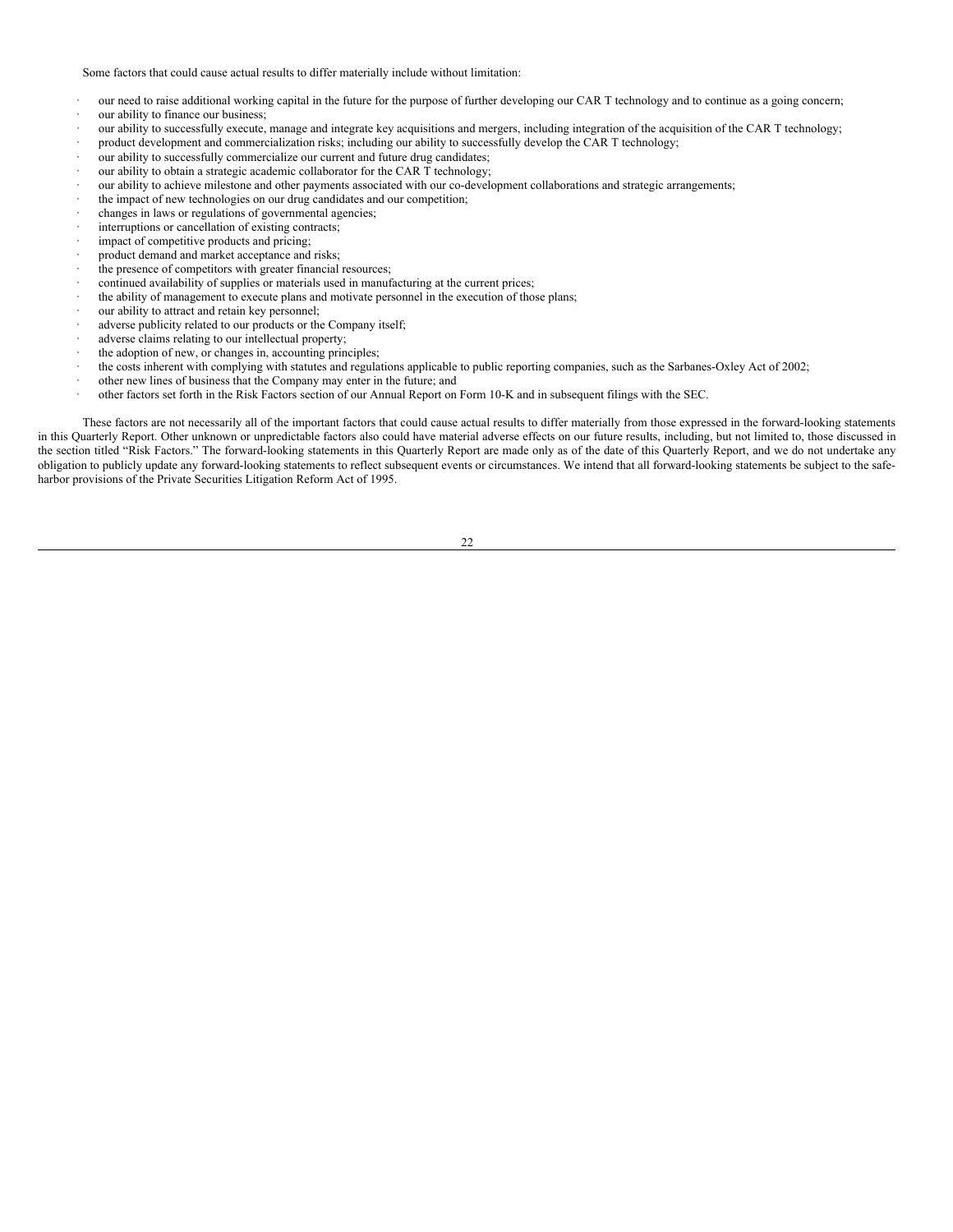Some factors that could cause actual results to differ materially include without limitation:

- our need to raise additional working capital in the future for the purpose of further developing our CAR T technology and to continue as a going concern;
- our ability to finance our business;
- our ability to successfully execute, manage and integrate key acquisitions and mergers, including integration of the acquisition of the CAR T technology;
- product development and commercialization risks; including our ability to successfully develop the CAR T technology;
- our ability to successfully commercialize our current and future drug candidates;
- our ability to obtain a strategic academic collaborator for the CAR T technology;
- our ability to achieve milestone and other payments associated with our co-development collaborations and strategic arrangements;
- the impact of new technologies on our drug candidates and our competition;
- changes in laws or regulations of governmental agencies;
- interruptions or cancellation of existing contracts;
- impact of competitive products and pricing;
- product demand and market acceptance and risks;
- the presence of competitors with greater financial resources;
- continued availability of supplies or materials used in manufacturing at the current prices;
- the ability of management to execute plans and motivate personnel in the execution of those plans;
- our ability to attract and retain key personnel;
- adverse publicity related to our products or the Company itself;
- adverse claims relating to our intellectual property;
- the adoption of new, or changes in, accounting principles;
- the costs inherent with complying with statutes and regulations applicable to public reporting companies, such as the Sarbanes-Oxley Act of 2002;
- other new lines of business that the Company may enter in the future; and
- other factors set forth in the Risk Factors section of our Annual Report on Form 10-K and in subsequent filings with the SEC.

These factors are not necessarily all of the important factors that could cause actual results to differ materially from those expressed in the forward-looking statements in this Quarterly Report. Other unknown or unpredictable factors also could have material adverse effects on our future results, including, but not limited to, those discussed in the section titled "Risk Factors." The forward-looking statements in this Quarterly Report are made only as of the date of this Quarterly Report, and we do not undertake any obligation to publicly update any forward-looking statements to reflect subsequent events or circumstances. We intend that all forward-looking statements be subject to the safe-harbor provisions of the Private Securities Litigation Reform Act of 1995.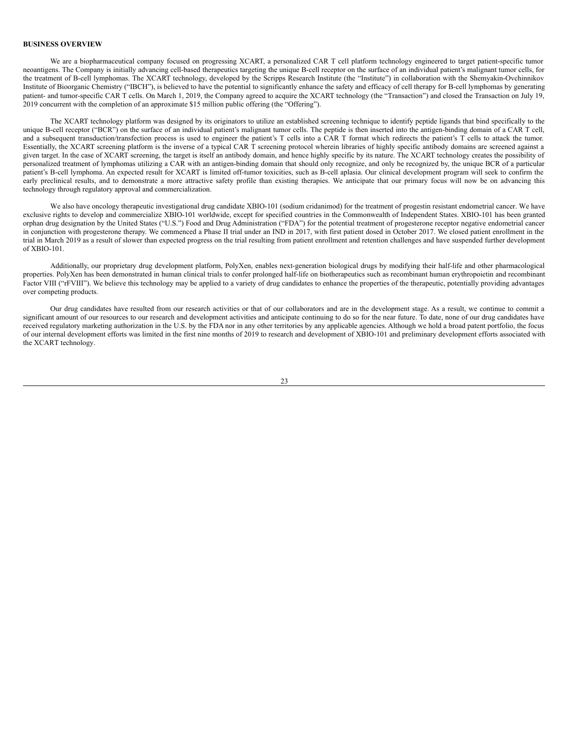**BUSINESS OVERVIEW**

We are a biopharmaceutical company focused on progressing XCART, a personalized CAR T cell platform technology engineered to target patient-specific tumor neoantigens. The Company is initially advancing cell-based therapeutics targeting the unique B-cell receptor on the surface of an individual patient's malignant tumor cells, for the treatment of B-cell lymphomas. The XCART technology, developed by the Scripps Research Institute (the "Institute") in collaboration with the Shemyakin-Ovchinnikov Institute of Bioorganic Chemistry ("IBCH"), is believed to have the potential to significantly enhance the safety and efficacy of cell therapy for B-cell lymphomas by generating patient- and tumor-specific CAR T cells. On March 1, 2019, the Company agreed to acquire the XCART technology (the "Transaction") and closed the Transaction on July 19, 2019 concurrent with the completion of an approximate $15 million public offering (the "Offering").

The XCART technology platform was designed by its originators to utilize an established screening technique to identify peptide ligands that bind specifically to the unique B-cell receptor ("BCR") on the surface of an individual patient's malignant tumor cells. The peptide is then inserted into the antigen-binding domain of a CAR T cell, and a subsequent transduction/transfection process is used to engineer the patient's T cells into a CAR T format which redirects the patient's T cells to attack the tumor. Essentially, the XCART screening platform is the inverse of a typical CAR T screening protocol wherein libraries of highly specific antibody domains are screened against a given target. In the case of XCART screening, the target is itself an antibody domain, and hence highly specific by its nature. The XCART technology creates the possibility of personalized treatment of lymphomas utilizing a CAR with an antigen-binding domain that should only recognize, and only be recognized by, the unique BCR of a particular patient's B-cell lymphoma. An expected result for XCART is limited off-tumor toxicities, such as B-cell aplasia. Our clinical development program will seek to confirm the early preclinical results, and to demonstrate a more attractive safety profile than existing therapies. We anticipate that our primary focus will now be on advancing this technology through regulatory approval and commercialization.

We also have oncology therapeutic investigational drug candidate XBIO-101 (sodium cridanimod) for the treatment of progestin resistant endometrial cancer. We have exclusive rights to develop and commercialize XBIO-101 worldwide, except for specified countries in the Commonwealth of Independent States. XBIO-101 has been granted orphan drug designation by the United States ("U.S.") Food and Drug Administration ("FDA") for the potential treatment of progesterone receptor negative endometrial cancer in conjunction with progesterone therapy. We commenced a Phase II trial under an IND in 2017, with first patient dosed in October 2017. We closed patient enrollment in the trial in March 2019 as a result of slower than expected progress on the trial resulting from patient enrollment and retention challenges and have suspended further development of XBIO-101.

Additionally, our proprietary drug development platform, PolyXen, enables next-generation biological drugs by modifying their half-life and other pharmacological properties. PolyXen has been demonstrated in human clinical trials to confer prolonged half-life on biotherapeutics such as recombinant human erythropoietin and recombinant Factor VIII ("rFVIII"). We believe this technology may be applied to a variety of drug candidates to enhance the properties of the therapeutic, potentially providing advantages over competing products.

Our drug candidates have resulted from our research activities or that of our collaborators and are in the development stage. As a result, we continue to commit a significant amount of our resources to our research and development activities and anticipate continuing to do so for the near future. To date, none of our drug candidates have received regulatory marketing authorization in the U.S. by the FDA nor in any other territories by any applicable agencies. Although we hold a broad patent portfolio, the focus of our internal development efforts was limited in the first nine months of 2019 to research and development of XBIO-101 and preliminary development efforts associated with the XCART technology.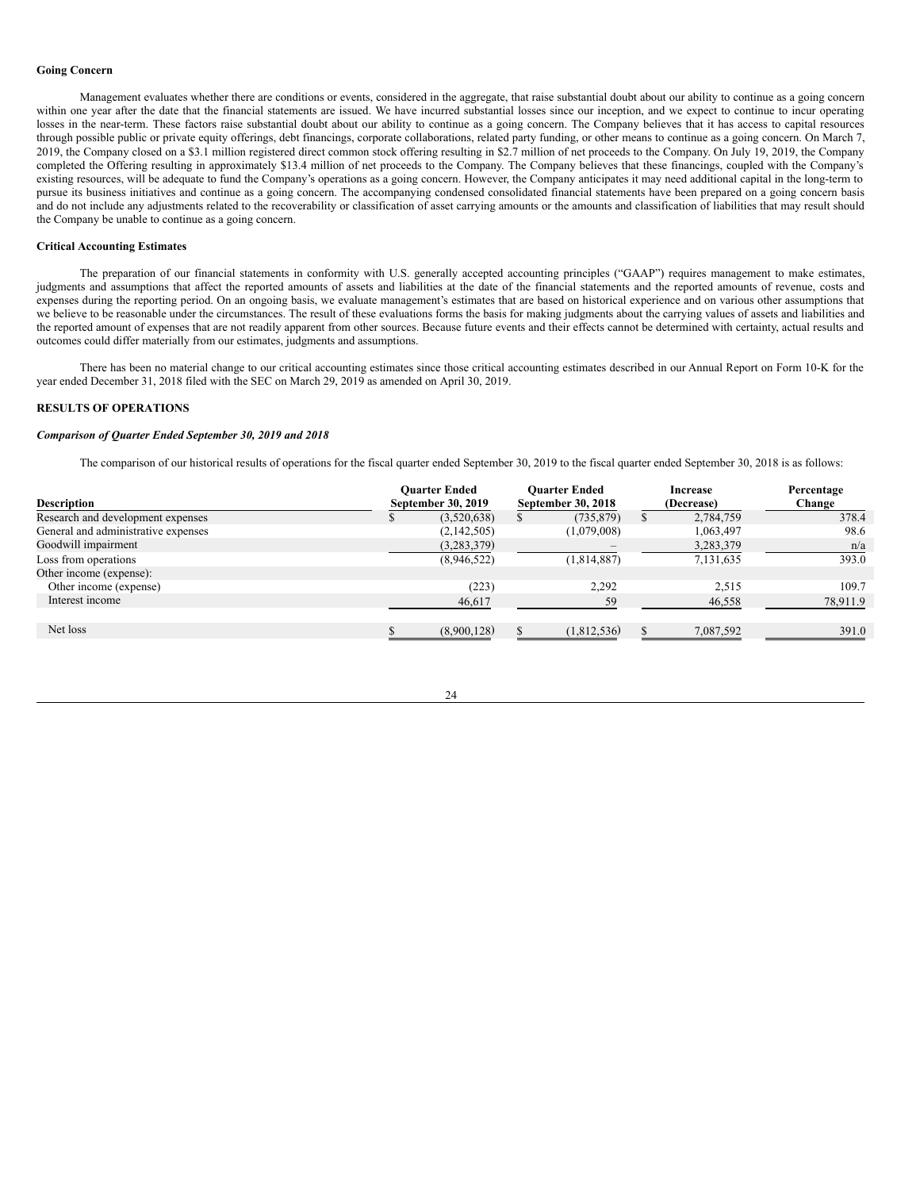**Going Concern**

Management evaluates whether there are conditions or events, considered in the aggregate, that raise substantial doubt about our ability to continue as a going concern within one year after the date that the financial statements are issued. We have incurred substantial losses since our inception, and we expect to continue to incur operating losses in the near-term. These factors raise substantial doubt about our ability to continue as a going concern. The Company believes that it has access to capital resources through possible public or private equity offerings, debt financings, corporate collaborations, related party funding, or other means to continue as a going concern. On March 7, 2019, the Company closed on a $3.1 million registered direct common stock offering resulting in $2.7 million of net proceeds to the Company. On July 19, 2019, the Company completed the Offering resulting in approximately $13.4 million of net proceeds to the Company. The Company believes that these financings, coupled with the Company's existing resources, will be adequate to fund the Company's operations as a going concern. However, the Company anticipates it may need additional capital in the long-term to pursue its business initiatives and continue as a going concern. The accompanying condensed consolidated financial statements have been prepared on a going concern basis and do not include any adjustments related to the recoverability or classification of asset carrying amounts or the amounts and classification of liabilities that may result should the Company be unable to continue as a going concern.

**Critical Accounting Estimates**

The preparation of our financial statements in conformity with U.S. generally accepted accounting principles ("GAAP") requires management to make estimates, judgments and assumptions that affect the reported amounts of assets and liabilities at the date of the financial statements and the reported amounts of revenue, costs and expenses during the reporting period. On an ongoing basis, we evaluate management's estimates that are based on historical experience and on various other assumptions that we believe to be reasonable under the circumstances. The result of these evaluations forms the basis for making judgments about the carrying values of assets and liabilities and the reported amount of expenses that are not readily apparent from other sources. Because future events and their effects cannot be determined with certainty, actual results and outcomes could differ materially from our estimates, judgments and assumptions.

There has been no material change to our critical accounting estimates since those critical accounting estimates described in our Annual Report on Form 10-K for the year ended December 31, 2018 filed with the SEC on March 29, 2019 as amended on April 30, 2019.

**RESULTS OF OPERATIONS**

***Comparison of Quarter Ended September 30, 2019 and 2018***

The comparison of our historical results of operations for the fiscal quarter ended September 30, 2019 to the fiscal quarter ended September 30, 2018 is as follows:

| Description | Quarter Ended September 30, 2019 | Quarter Ended September 30, 2018 | Increase (Decrease) | Percentage Change |
|---|---|---|---|---|
| Research and development expenses | $ (3,520,638) | $ (735,879) | $ 2,784,759 | 378.4 |
| General and administrative expenses | (2,142,505) | (1,079,008) | 1,063,497 | 98.6 |
| Goodwill impairment | (3,283,379) | – | 3,283,379 | n/a |
| Loss from operations | (8,946,522) | (1,814,887) | 7,131,635 | 393.0 |
| Other income (expense): | | | | |
| Other income (expense) | (223) | 2,292 | 2,515 | 109.7 |
| Interest income | 46,617 | 59 | 46,558 | 78,911.9 |
| Net loss | $ (8,900,128) | $ (1,812,536) | $ 7,087,592 | 391.0 |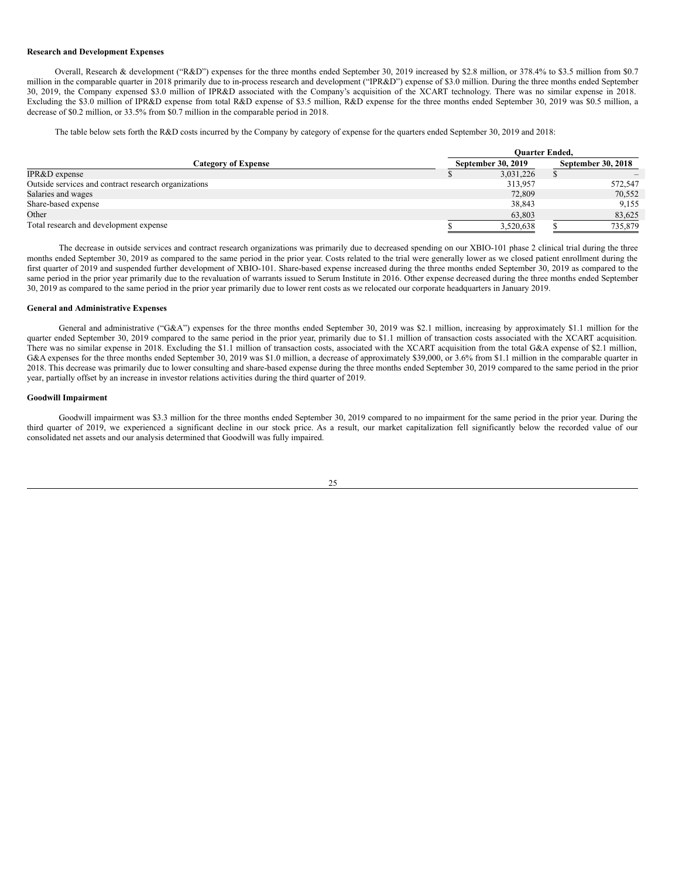**Research and Development Expenses**

Overall, Research & development ("R&D") expenses for the three months ended September 30, 2019 increased by $2.8 million, or 378.4% to $3.5 million from $0.7 million in the comparable quarter in 2018 primarily due to in-process research and development ("IPR&D") expense of $3.0 million. During the three months ended September 30, 2019, the Company expensed $3.0 million of IPR&D associated with the Company's acquisition of the XCART technology. There was no similar expense in 2018. Excluding the $3.0 million of IPR&D expense from total R&D expense of $3.5 million, R&D expense for the three months ended September 30, 2019 was $0.5 million, a decrease of $0.2 million, or 33.5% from $0.7 million in the comparable period in 2018.

The table below sets forth the R&D costs incurred by the Company by category of expense for the quarters ended September 30, 2019 and 2018:

| Category of Expense | Quarter Ended, September 30, 2019 | Quarter Ended, September 30, 2018 |
|---|---|---|
| IPR&D expense | $ 3,031,226 | $ – |
| Outside services and contract research organizations | 313,957 | 572,547 |
| Salaries and wages | 72,809 | 70,552 |
| Share-based expense | 38,843 | 9,155 |
| Other | 63,803 | 83,625 |
| Total research and development expense | $ 3,520,638 | $ 735,879 |

The decrease in outside services and contract research organizations was primarily due to decreased spending on our XBIO-101 phase 2 clinical trial during the three months ended September 30, 2019 as compared to the same period in the prior year. Costs related to the trial were generally lower as we closed patient enrollment during the first quarter of 2019 and suspended further development of XBIO-101. Share-based expense increased during the three months ended September 30, 2019 as compared to the same period in the prior year primarily due to the revaluation of warrants issued to Serum Institute in 2016. Other expense decreased during the three months ended September 30, 2019 as compared to the same period in the prior year primarily due to lower rent costs as we relocated our corporate headquarters in January 2019.

**General and Administrative Expenses**

General and administrative ("G&A") expenses for the three months ended September 30, 2019 was $2.1 million, increasing by approximately $1.1 million for the quarter ended September 30, 2019 compared to the same period in the prior year, primarily due to $1.1 million of transaction costs associated with the XCART acquisition. There was no similar expense in 2018. Excluding the $1.1 million of transaction costs, associated with the XCART acquisition from the total G&A expense of $2.1 million, G&A expenses for the three months ended September 30, 2019 was $1.0 million, a decrease of approximately $39,000, or 3.6% from $1.1 million in the comparable quarter in 2018. This decrease was primarily due to lower consulting and share-based expense during the three months ended September 30, 2019 compared to the same period in the prior year, partially offset by an increase in investor relations activities during the third quarter of 2019.

**Goodwill Impairment**

Goodwill impairment was $3.3 million for the three months ended September 30, 2019 compared to no impairment for the same period in the prior year. During the third quarter of 2019, we experienced a significant decline in our stock price. As a result, our market capitalization fell significantly below the recorded value of our consolidated net assets and our analysis determined that Goodwill was fully impaired.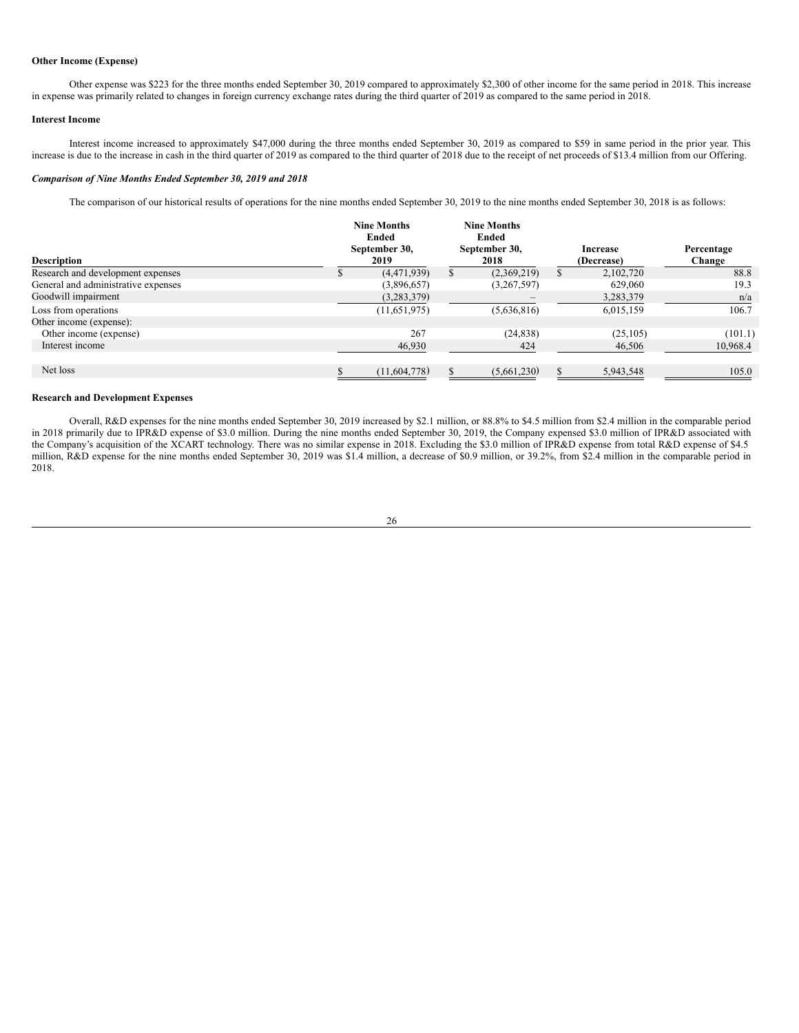**Other Income (Expense)**

Other expense was $223 for the three months ended September 30, 2019 compared to approximately $2,300 of other income for the same period in 2018. This increase in expense was primarily related to changes in foreign currency exchange rates during the third quarter of 2019 as compared to the same period in 2018.

**Interest Income**

Interest income increased to approximately $47,000 during the three months ended September 30, 2019 as compared to $59 in same period in the prior year. This increase is due to the increase in cash in the third quarter of 2019 as compared to the third quarter of 2018 due to the receipt of net proceeds of $13.4 million from our Offering.

***Comparison of Nine Months Ended September 30, 2019 and 2018***

The comparison of our historical results of operations for the nine months ended September 30, 2019 to the nine months ended September 30, 2018 is as follows:

| Description | Nine Months Ended September 30, 2019 | Nine Months Ended September 30, 2018 | Increase (Decrease) | Percentage Change |
|---|---|---|---|---|
| Research and development expenses | $ (4,471,939) | $ (2,369,219) | $ 2,102,720 | 88.8 |
| General and administrative expenses | (3,896,657) | (3,267,597) | 629,060 | 19.3 |
| Goodwill impairment | (3,283,379) | – | 3,283,379 | n/a |
| Loss from operations | (11,651,975) | (5,636,816) | 6,015,159 | 106.7 |
| Other income (expense): | | | | |
| Other income (expense) | 267 | (24,838) | (25,105) | (101.1) |
| Interest income | 46,930 | 424 | 46,506 | 10,968.4 |
| Net loss | $ (11,604,778) | $ (5,661,230) | $ 5,943,548 | 105.0 |

**Research and Development Expenses**

Overall, R&D expenses for the nine months ended September 30, 2019 increased by $2.1 million, or 88.8% to $4.5 million from $2.4 million in the comparable period in 2018 primarily due to IPR&D expense of $3.0 million. During the nine months ended September 30, 2019, the Company expensed $3.0 million of IPR&D associated with the Company's acquisition of the XCART technology. There was no similar expense in 2018. Excluding the $3.0 million of IPR&D expense from total R&D expense of $4.5 million, R&D expense for the nine months ended September 30, 2019 was $1.4 million, a decrease of $0.9 million, or 39.2%, from $2.4 million in the comparable period in 2018.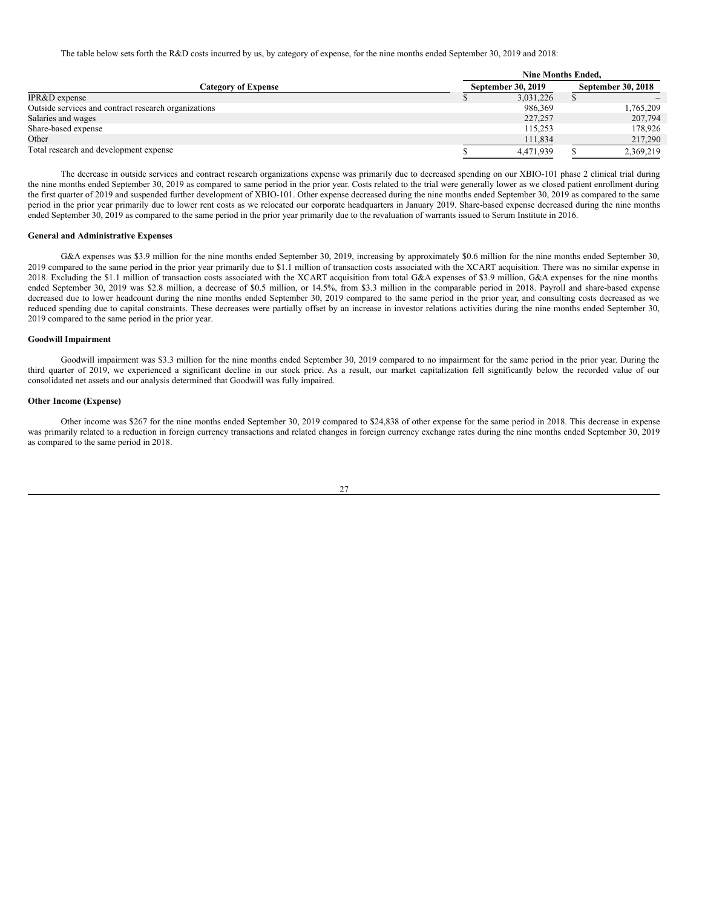The table below sets forth the R&D costs incurred by us, by category of expense, for the nine months ended September 30, 2019 and 2018:

| Category of Expense | Nine Months Ended, September 30, 2019 | Nine Months Ended, September 30, 2018 |
|---|---|---|
| IPR&D expense | $ 3,031,226 | $ – |
| Outside services and contract research organizations | 986,369 | 1,765,209 |
| Salaries and wages | 227,257 | 207,794 |
| Share-based expense | 115,253 | 178,926 |
| Other | 111,834 | 217,290 |
| Total research and development expense | $ 4,471,939 | $ 2,369,219 |

The decrease in outside services and contract research organizations expense was primarily due to decreased spending on our XBIO-101 phase 2 clinical trial during the nine months ended September 30, 2019 as compared to same period in the prior year. Costs related to the trial were generally lower as we closed patient enrollment during the first quarter of 2019 and suspended further development of XBIO-101. Other expense decreased during the nine months ended September 30, 2019 as compared to the same period in the prior year primarily due to lower rent costs as we relocated our corporate headquarters in January 2019. Share-based expense decreased during the nine months ended September 30, 2019 as compared to the same period in the prior year primarily due to the revaluation of warrants issued to Serum Institute in 2016.

**General and Administrative Expenses**

G&A expenses was $3.9 million for the nine months ended September 30, 2019, increasing by approximately $0.6 million for the nine months ended September 30, 2019 compared to the same period in the prior year primarily due to $1.1 million of transaction costs associated with the XCART acquisition. There was no similar expense in 2018. Excluding the $1.1 million of transaction costs associated with the XCART acquisition from total G&A expenses of $3.9 million, G&A expenses for the nine months ended September 30, 2019 was $2.8 million, a decrease of $0.5 million, or 14.5%, from $3.3 million in the comparable period in 2018. Payroll and share-based expense decreased due to lower headcount during the nine months ended September 30, 2019 compared to the same period in the prior year, and consulting costs decreased as we reduced spending due to capital constraints. These decreases were partially offset by an increase in investor relations activities during the nine months ended September 30, 2019 compared to the same period in the prior year.

**Goodwill Impairment**

Goodwill impairment was $3.3 million for the nine months ended September 30, 2019 compared to no impairment for the same period in the prior year. During the third quarter of 2019, we experienced a significant decline in our stock price. As a result, our market capitalization fell significantly below the recorded value of our consolidated net assets and our analysis determined that Goodwill was fully impaired.

**Other Income (Expense)**

Other income was $267 for the nine months ended September 30, 2019 compared to $24,838 of other expense for the same period in 2018. This decrease in expense was primarily related to a reduction in foreign currency transactions and related changes in foreign currency exchange rates during the nine months ended September 30, 2019 as compared to the same period in 2018.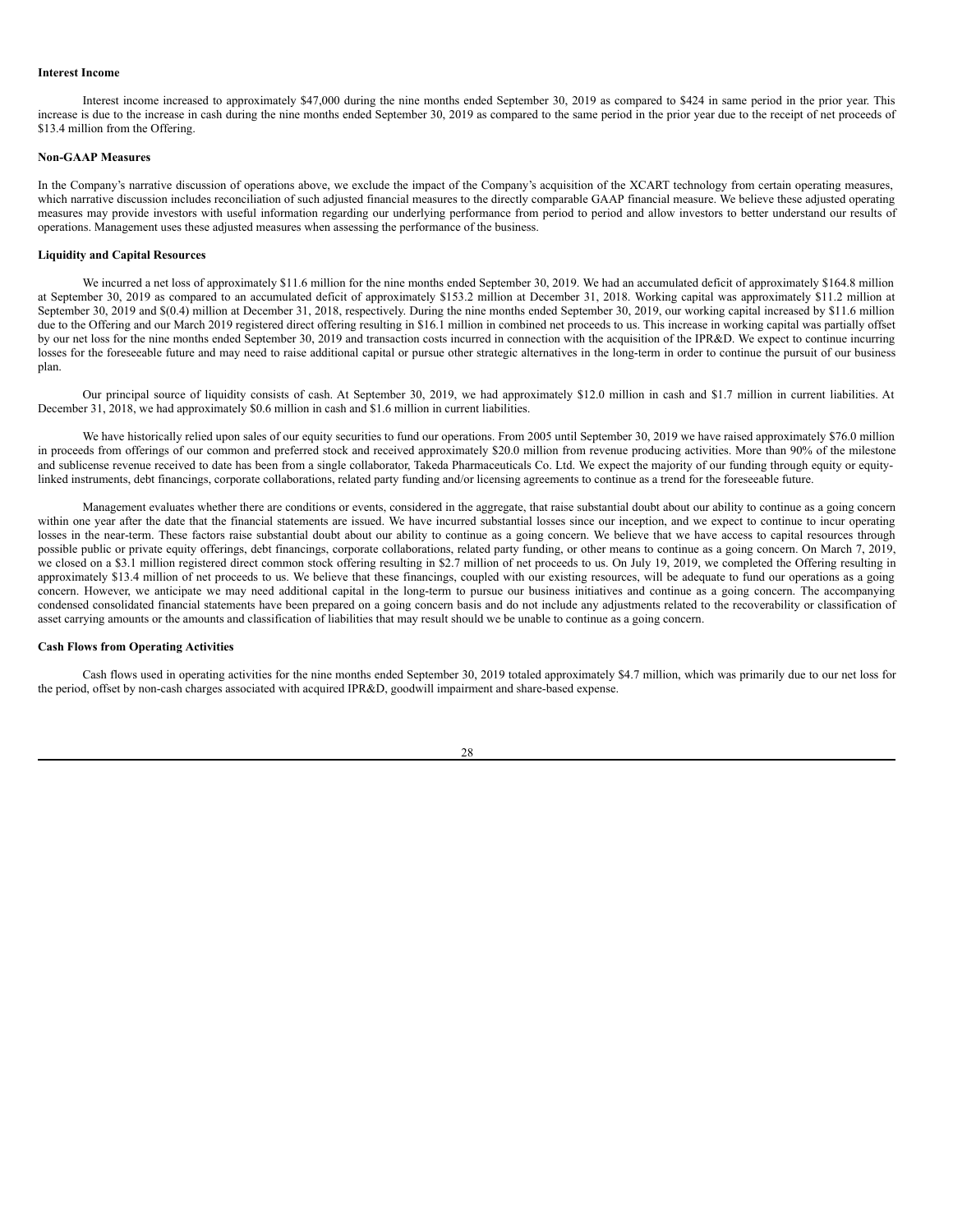**Interest Income**

Interest income increased to approximately $47,000 during the nine months ended September 30, 2019 as compared to $424 in same period in the prior year. This increase is due to the increase in cash during the nine months ended September 30, 2019 as compared to the same period in the prior year due to the receipt of net proceeds of $13.4 million from the Offering.

**Non-GAAP Measures**

In the Company's narrative discussion of operations above, we exclude the impact of the Company's acquisition of the XCART technology from certain operating measures, which narrative discussion includes reconciliation of such adjusted financial measures to the directly comparable GAAP financial measure. We believe these adjusted operating measures may provide investors with useful information regarding our underlying performance from period to period and allow investors to better understand our results of operations. Management uses these adjusted measures when assessing the performance of the business.

**Liquidity and Capital Resources**

We incurred a net loss of approximately $11.6 million for the nine months ended September 30, 2019. We had an accumulated deficit of approximately $164.8 million at September 30, 2019 as compared to an accumulated deficit of approximately $153.2 million at December 31, 2018. Working capital was approximately $11.2 million at September 30, 2019 and $(0.4) million at December 31, 2018, respectively. During the nine months ended September 30, 2019, our working capital increased by $11.6 million due to the Offering and our March 2019 registered direct offering resulting in $16.1 million in combined net proceeds to us. This increase in working capital was partially offset by our net loss for the nine months ended September 30, 2019 and transaction costs incurred in connection with the acquisition of the IPR&D. We expect to continue incurring losses for the foreseeable future and may need to raise additional capital or pursue other strategic alternatives in the long-term in order to continue the pursuit of our business plan.

Our principal source of liquidity consists of cash. At September 30, 2019, we had approximately $12.0 million in cash and $1.7 million in current liabilities. At December 31, 2018, we had approximately $0.6 million in cash and $1.6 million in current liabilities.

We have historically relied upon sales of our equity securities to fund our operations. From 2005 until September 30, 2019 we have raised approximately $76.0 million in proceeds from offerings of our common and preferred stock and received approximately $20.0 million from revenue producing activities. More than 90% of the milestone and sublicense revenue received to date has been from a single collaborator, Takeda Pharmaceuticals Co. Ltd. We expect the majority of our funding through equity or equity-linked instruments, debt financings, corporate collaborations, related party funding and/or licensing agreements to continue as a trend for the foreseeable future.

Management evaluates whether there are conditions or events, considered in the aggregate, that raise substantial doubt about our ability to continue as a going concern within one year after the date that the financial statements are issued. We have incurred substantial losses since our inception, and we expect to continue to incur operating losses in the near-term. These factors raise substantial doubt about our ability to continue as a going concern. We believe that we have access to capital resources through possible public or private equity offerings, debt financings, corporate collaborations, related party funding, or other means to continue as a going concern. On March 7, 2019, we closed on a $3.1 million registered direct common stock offering resulting in $2.7 million of net proceeds to us. On July 19, 2019, we completed the Offering resulting in approximately $13.4 million of net proceeds to us. We believe that these financings, coupled with our existing resources, will be adequate to fund our operations as a going concern. However, we anticipate we may need additional capital in the long-term to pursue our business initiatives and continue as a going concern. The accompanying condensed consolidated financial statements have been prepared on a going concern basis and do not include any adjustments related to the recoverability or classification of asset carrying amounts or the amounts and classification of liabilities that may result should we be unable to continue as a going concern.

**Cash Flows from Operating Activities**

Cash flows used in operating activities for the nine months ended September 30, 2019 totaled approximately $4.7 million, which was primarily due to our net loss for the period, offset by non-cash charges associated with acquired IPR&D, goodwill impairment and share-based expense.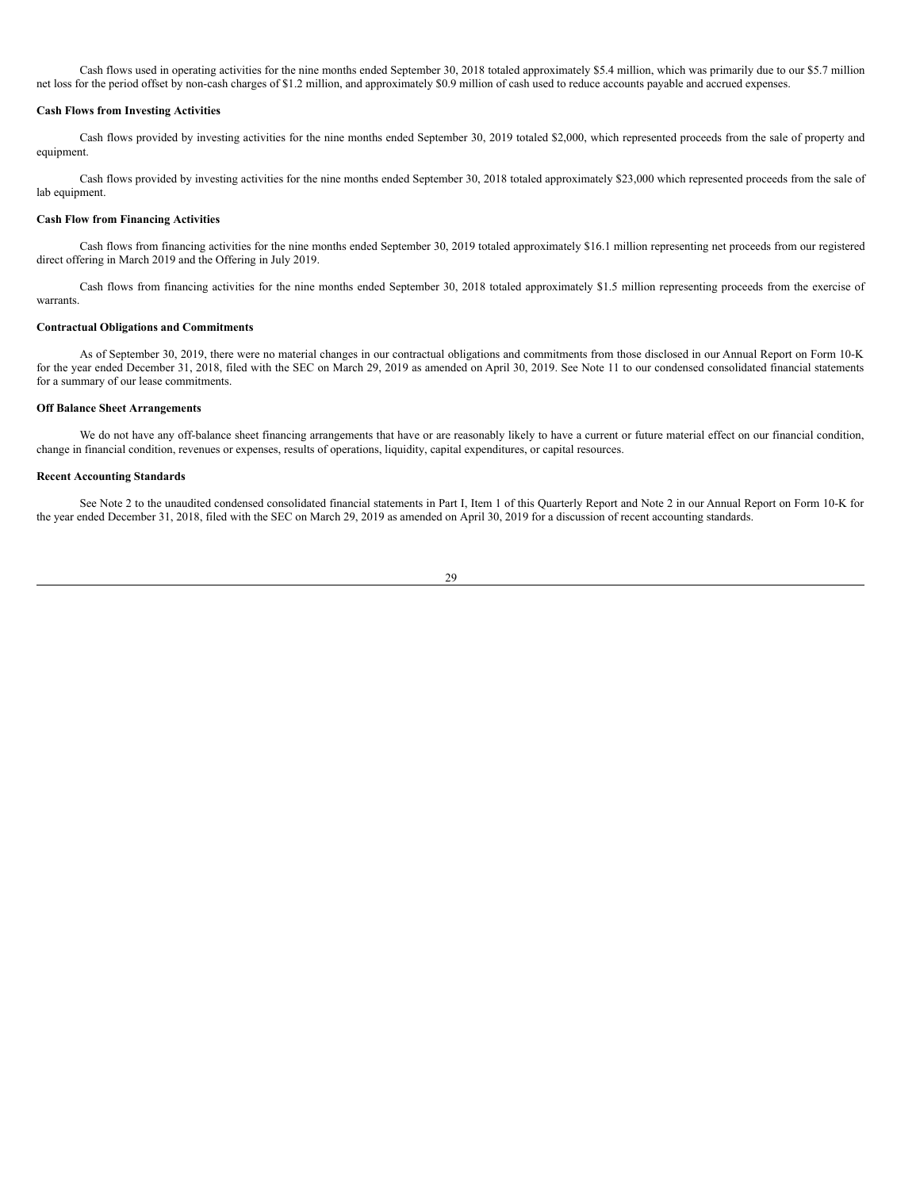Cash flows used in operating activities for the nine months ended September 30, 2018 totaled approximately $5.4 million, which was primarily due to our $5.7 million net loss for the period offset by non-cash charges of $1.2 million, and approximately $0.9 million of cash used to reduce accounts payable and accrued expenses.

**Cash Flows from Investing Activities**

Cash flows provided by investing activities for the nine months ended September 30, 2019 totaled $2,000, which represented proceeds from the sale of property and equipment.

Cash flows provided by investing activities for the nine months ended September 30, 2018 totaled approximately $23,000 which represented proceeds from the sale of lab equipment.

**Cash Flow from Financing Activities**

Cash flows from financing activities for the nine months ended September 30, 2019 totaled approximately $16.1 million representing net proceeds from our registered direct offering in March 2019 and the Offering in July 2019.

Cash flows from financing activities for the nine months ended September 30, 2018 totaled approximately $1.5 million representing proceeds from the exercise of warrants.

**Contractual Obligations and Commitments**

As of September 30, 2019, there were no material changes in our contractual obligations and commitments from those disclosed in our Annual Report on Form 10-K for the year ended December 31, 2018, filed with the SEC on March 29, 2019 as amended on April 30, 2019. See Note 11 to our condensed consolidated financial statements for a summary of our lease commitments.

**Off Balance Sheet Arrangements**

We do not have any off-balance sheet financing arrangements that have or are reasonably likely to have a current or future material effect on our financial condition, change in financial condition, revenues or expenses, results of operations, liquidity, capital expenditures, or capital resources.

**Recent Accounting Standards**

See Note 2 to the unaudited condensed consolidated financial statements in Part I, Item 1 of this Quarterly Report and Note 2 in our Annual Report on Form 10-K for the year ended December 31, 2018, filed with the SEC on March 29, 2019 as amended on April 30, 2019 for a discussion of recent accounting standards.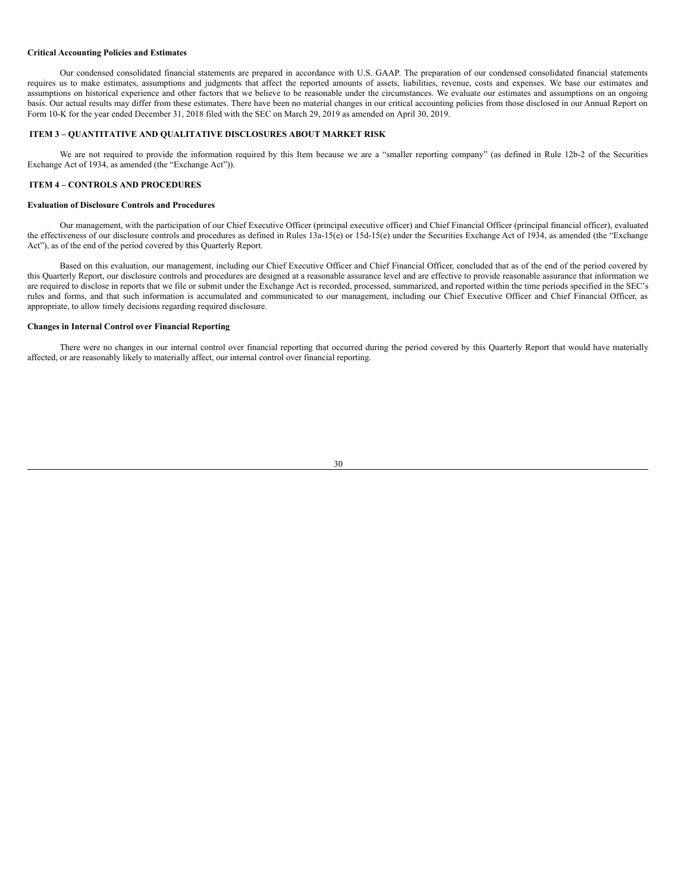**Critical Accounting Policies and Estimates**

Our condensed consolidated financial statements are prepared in accordance with U.S. GAAP. The preparation of our condensed consolidated financial statements requires us to make estimates, assumptions and judgments that affect the reported amounts of assets, liabilities, revenue, costs and expenses. We base our estimates and assumptions on historical experience and other factors that we believe to be reasonable under the circumstances. We evaluate our estimates and assumptions on an ongoing basis. Our actual results may differ from these estimates. There have been no material changes in our critical accounting policies from those disclosed in our Annual Report on Form 10-K for the year ended December 31, 2018 filed with the SEC on March 29, 2019 as amended on April 30, 2019.

## ITEM 3 – QUANTITATIVE AND QUALITATIVE DISCLOSURES ABOUT MARKET RISK

We are not required to provide the information required by this Item because we are a "smaller reporting company" (as defined in Rule 12b-2 of the Securities Exchange Act of 1934, as amended (the "Exchange Act")).

## ITEM 4 – CONTROLS AND PROCEDURES

**Evaluation of Disclosure Controls and Procedures**

Our management, with the participation of our Chief Executive Officer (principal executive officer) and Chief Financial Officer (principal financial officer), evaluated the effectiveness of our disclosure controls and procedures as defined in Rules 13a-15(e) or 15d-15(e) under the Securities Exchange Act of 1934, as amended (the "Exchange Act"), as of the end of the period covered by this Quarterly Report.

Based on this evaluation, our management, including our Chief Executive Officer and Chief Financial Officer, concluded that as of the end of the period covered by this Quarterly Report, our disclosure controls and procedures are designed at a reasonable assurance level and are effective to provide reasonable assurance that information we are required to disclose in reports that we file or submit under the Exchange Act is recorded, processed, summarized, and reported within the time periods specified in the SEC's rules and forms, and that such information is accumulated and communicated to our management, including our Chief Executive Officer and Chief Financial Officer, as appropriate, to allow timely decisions regarding required disclosure.

**Changes in Internal Control over Financial Reporting**

There were no changes in our internal control over financial reporting that occurred during the period covered by this Quarterly Report that would have materially affected, or are reasonably likely to materially affect, our internal control over financial reporting.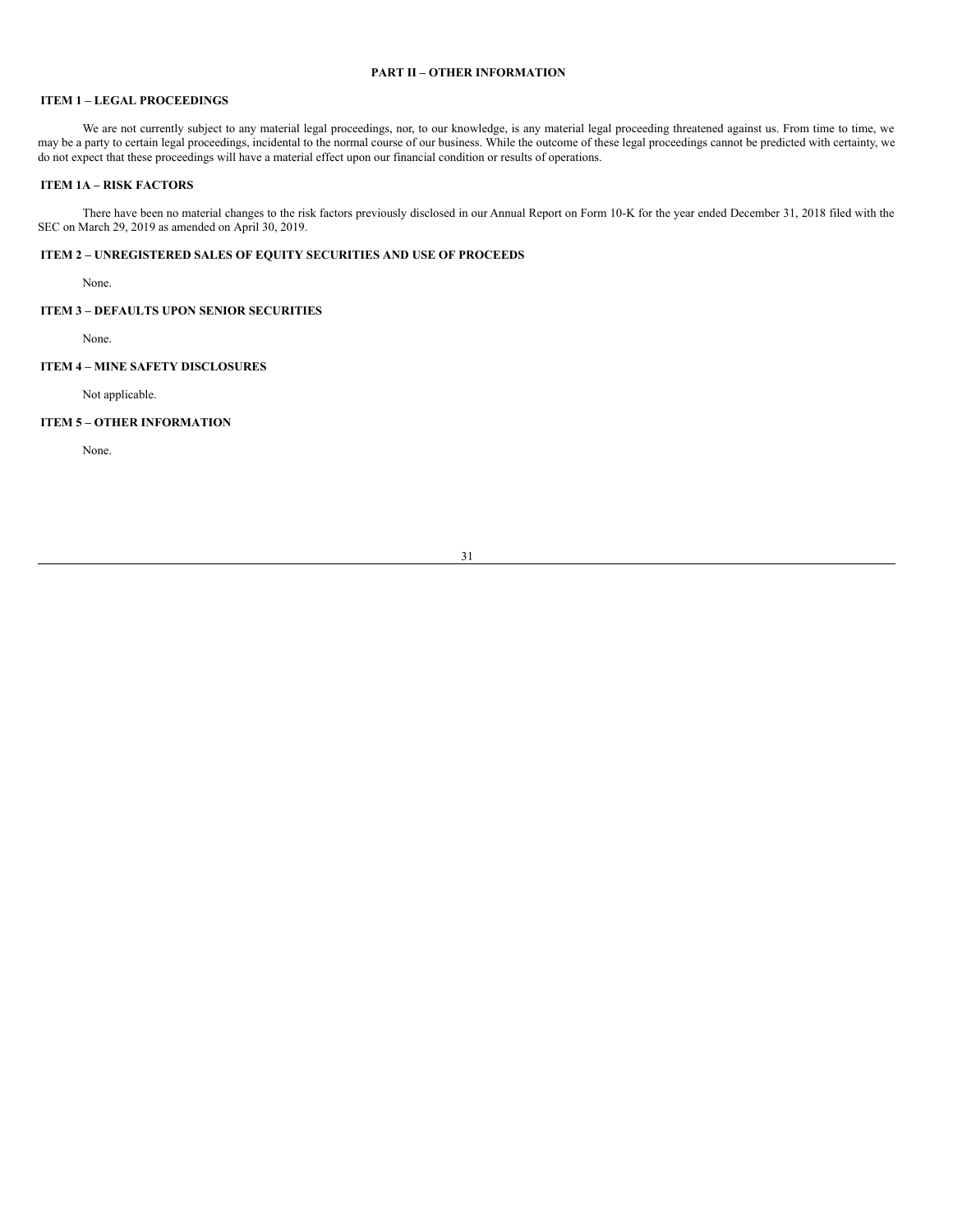## PART II – OTHER INFORMATION

### ITEM 1 – LEGAL PROCEEDINGS

We are not currently subject to any material legal proceedings, nor, to our knowledge, is any material legal proceeding threatened against us. From time to time, we may be a party to certain legal proceedings, incidental to the normal course of our business. While the outcome of these legal proceedings cannot be predicted with certainty, we do not expect that these proceedings will have a material effect upon our financial condition or results of operations.

### ITEM 1A – RISK FACTORS

There have been no material changes to the risk factors previously disclosed in our Annual Report on Form 10-K for the year ended December 31, 2018 filed with the SEC on March 29, 2019 as amended on April 30, 2019.

### ITEM 2 – UNREGISTERED SALES OF EQUITY SECURITIES AND USE OF PROCEEDS

None.

### ITEM 3 – DEFAULTS UPON SENIOR SECURITIES

None.

### ITEM 4 – MINE SAFETY DISCLOSURES

Not applicable.

### ITEM 5 – OTHER INFORMATION

None.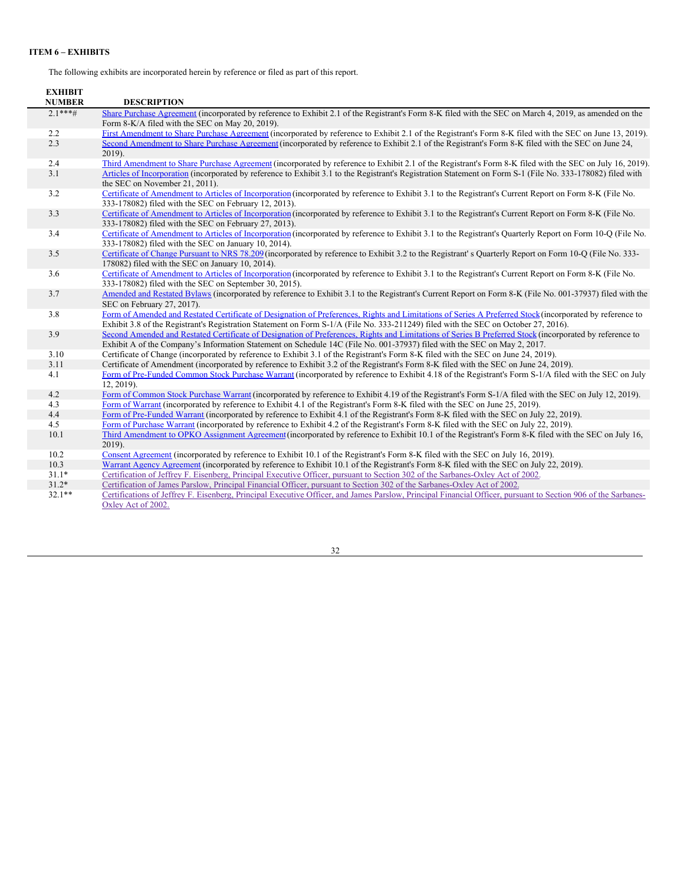**ITEM 6 – EXHIBITS**

The following exhibits are incorporated herein by reference or filed as part of this report.

| EXHIBIT NUMBER | DESCRIPTION |
|---|---|
| 2.1***# | Share Purchase Agreement (incorporated by reference to Exhibit 2.1 of the Registrant's Form 8-K filed with the SEC on March 4, 2019, as amended on the Form 8-K/A filed with the SEC on May 20, 2019). |
| 2.2 | First Amendment to Share Purchase Agreement (incorporated by reference to Exhibit 2.1 of the Registrant's Form 8-K filed with the SEC on June 13, 2019). |
| 2.3 | Second Amendment to Share Purchase Agreement (incorporated by reference to Exhibit 2.1 of the Registrant's Form 8-K filed with the SEC on June 24, 2019). |
| 2.4 | Third Amendment to Share Purchase Agreement (incorporated by reference to Exhibit 2.1 of the Registrant's Form 8-K filed with the SEC on July 16, 2019). |
| 3.1 | Articles of Incorporation (incorporated by reference to Exhibit 3.1 to the Registrant's Registration Statement on Form S-1 (File No. 333-178082) filed with the SEC on November 21, 2011). |
| 3.2 | Certificate of Amendment to Articles of Incorporation (incorporated by reference to Exhibit 3.1 to the Registrant's Current Report on Form 8-K (File No. 333-178082) filed with the SEC on February 12, 2013). |
| 3.3 | Certificate of Amendment to Articles of Incorporation (incorporated by reference to Exhibit 3.1 to the Registrant's Current Report on Form 8-K (File No. 333-178082) filed with the SEC on February 27, 2013). |
| 3.4 | Certificate of Amendment to Articles of Incorporation (incorporated by reference to Exhibit 3.1 to the Registrant's Quarterly Report on Form 10-Q (File No. 333-178082) filed with the SEC on January 10, 2014). |
| 3.5 | Certificate of Change Pursuant to NRS 78.209 (incorporated by reference to Exhibit 3.2 to the Registrant' s Quarterly Report on Form 10-Q (File No. 333-178082) filed with the SEC on January 10, 2014). |
| 3.6 | Certificate of Amendment to Articles of Incorporation (incorporated by reference to Exhibit 3.1 to the Registrant's Current Report on Form 8-K (File No. 333-178082) filed with the SEC on September 30, 2015). |
| 3.7 | Amended and Restated Bylaws (incorporated by reference to Exhibit 3.1 to the Registrant's Current Report on Form 8-K (File No. 001-37937) filed with the SEC on February 27, 2017). |
| 3.8 | Form of Amended and Restated Certificate of Designation of Preferences, Rights and Limitations of Series A Preferred Stock (incorporated by reference to Exhibit 3.8 of the Registrant's Registration Statement on Form S-1/A (File No. 333-211249) filed with the SEC on October 27, 2016). |
| 3.9 | Second Amended and Restated Certificate of Designation of Preferences, Rights and Limitations of Series B Preferred Stock (incorporated by reference to Exhibit A of the Company's Information Statement on Schedule 14C (File No. 001-37937) filed with the SEC on May 2, 2017. |
| 3.10 | Certificate of Change (incorporated by reference to Exhibit 3.1 of the Registrant's Form 8-K filed with the SEC on June 24, 2019). |
| 3.11 | Certificate of Amendment (incorporated by reference to Exhibit 3.2 of the Registrant's Form 8-K filed with the SEC on June 24, 2019). |
| 4.1 | Form of Pre-Funded Common Stock Purchase Warrant (incorporated by reference to Exhibit 4.18 of the Registrant's Form S-1/A filed with the SEC on July 12, 2019). |
| 4.2 | Form of Common Stock Purchase Warrant (incorporated by reference to Exhibit 4.19 of the Registrant's Form S-1/A filed with the SEC on July 12, 2019). |
| 4.3 | Form of Warrant (incorporated by reference to Exhibit 4.1 of the Registrant's Form 8-K filed with the SEC on June 25, 2019). |
| 4.4 | Form of Pre-Funded Warrant (incorporated by reference to Exhibit 4.1 of the Registrant's Form 8-K filed with the SEC on July 22, 2019). |
| 4.5 | Form of Purchase Warrant (incorporated by reference to Exhibit 4.2 of the Registrant's Form 8-K filed with the SEC on July 22, 2019). |
| 10.1 | Third Amendment to OPKO Assignment Agreement (incorporated by reference to Exhibit 10.1 of the Registrant's Form 8-K filed with the SEC on July 16, 2019). |
| 10.2 | Consent Agreement (incorporated by reference to Exhibit 10.1 of the Registrant's Form 8-K filed with the SEC on July 16, 2019). |
| 10.3 | Warrant Agency Agreement (incorporated by reference to Exhibit 10.1 of the Registrant's Form 8-K filed with the SEC on July 22, 2019). |
| 31.1* | Certification of Jeffrey F. Eisenberg, Principal Executive Officer, pursuant to Section 302 of the Sarbanes-Oxley Act of 2002. |
| 31.2* | Certification of James Parslow, Principal Financial Officer, pursuant to Section 302 of the Sarbanes-Oxley Act of 2002. |
| 32.1** | Certifications of Jeffrey F. Eisenberg, Principal Executive Officer, and James Parslow, Principal Financial Officer, pursuant to Section 906 of the Sarbanes-Oxley Act of 2002. |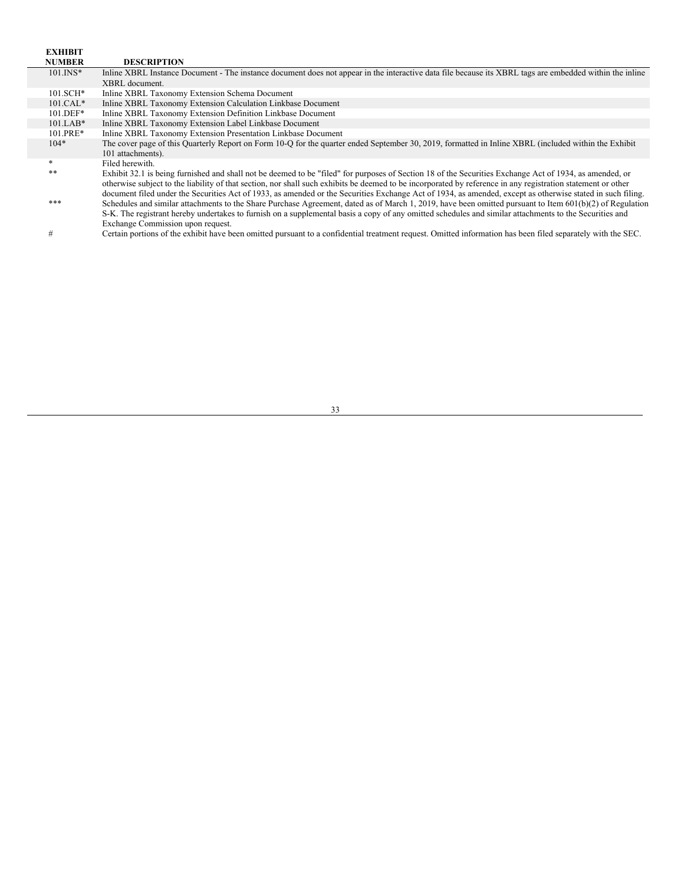| EXHIBIT NUMBER | DESCRIPTION |
| --- | --- |
| 101.INS* | Inline XBRL Instance Document - The instance document does not appear in the interactive data file because its XBRL tags are embedded within the inline XBRL document. |
| 101.SCH* | Inline XBRL Taxonomy Extension Schema Document |
| 101.CAL* | Inline XBRL Taxonomy Extension Calculation Linkbase Document |
| 101.DEF* | Inline XBRL Taxonomy Extension Definition Linkbase Document |
| 101.LAB* | Inline XBRL Taxonomy Extension Label Linkbase Document |
| 101.PRE* | Inline XBRL Taxonomy Extension Presentation Linkbase Document |
| 104* | The cover page of this Quarterly Report on Form 10-Q for the quarter ended September 30, 2019, formatted in Inline XBRL (included within the Exhibit 101 attachments). |
| * | Filed herewith. |
| ** | Exhibit 32.1 is being furnished and shall not be deemed to be "filed" for purposes of Section 18 of the Securities Exchange Act of 1934, as amended, or otherwise subject to the liability of that section, nor shall such exhibits be deemed to be incorporated by reference in any registration statement or other document filed under the Securities Act of 1933, as amended or the Securities Exchange Act of 1934, as amended, except as otherwise stated in such filing. |
| *** | Schedules and similar attachments to the Share Purchase Agreement, dated as of March 1, 2019, have been omitted pursuant to Item 601(b)(2) of Regulation S-K. The registrant hereby undertakes to furnish on a supplemental basis a copy of any omitted schedules and similar attachments to the Securities and Exchange Commission upon request. |
| # | Certain portions of the exhibit have been omitted pursuant to a confidential treatment request. Omitted information has been filed separately with the SEC. |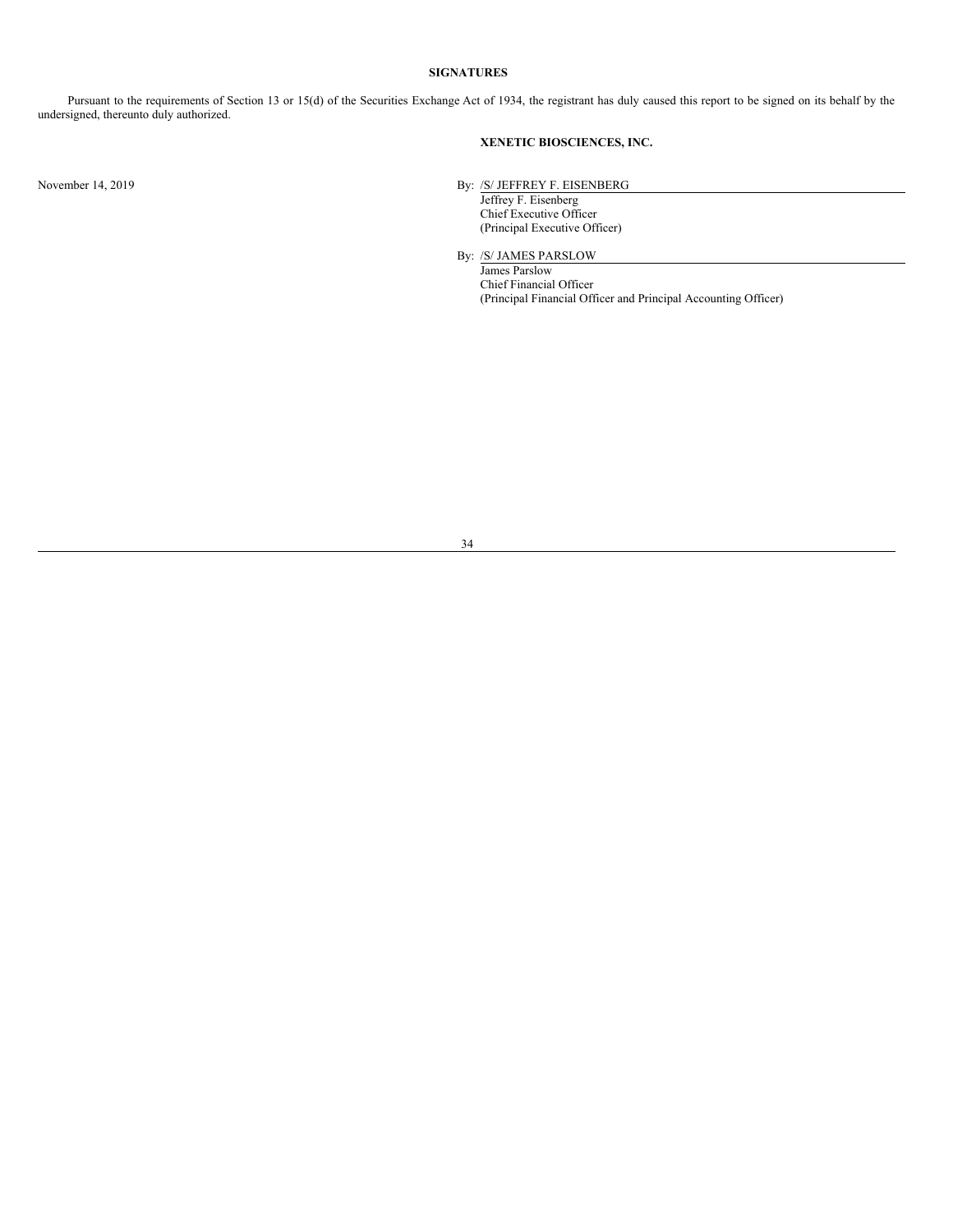## SIGNATURES

Pursuant to the requirements of Section 13 or 15(d) of the Securities Exchange Act of 1934, the registrant has duly caused this report to be signed on its behalf by the undersigned, thereunto duly authorized.

**XENETIC BIOSCIENCES, INC.**

November 14, 2019

By: /S/ JEFFREY F. EISENBERG
Jeffrey F. Eisenberg
Chief Executive Officer
(Principal Executive Officer)

By: /S/ JAMES PARSLOW
James Parslow
Chief Financial Officer
(Principal Financial Officer and Principal Accounting Officer)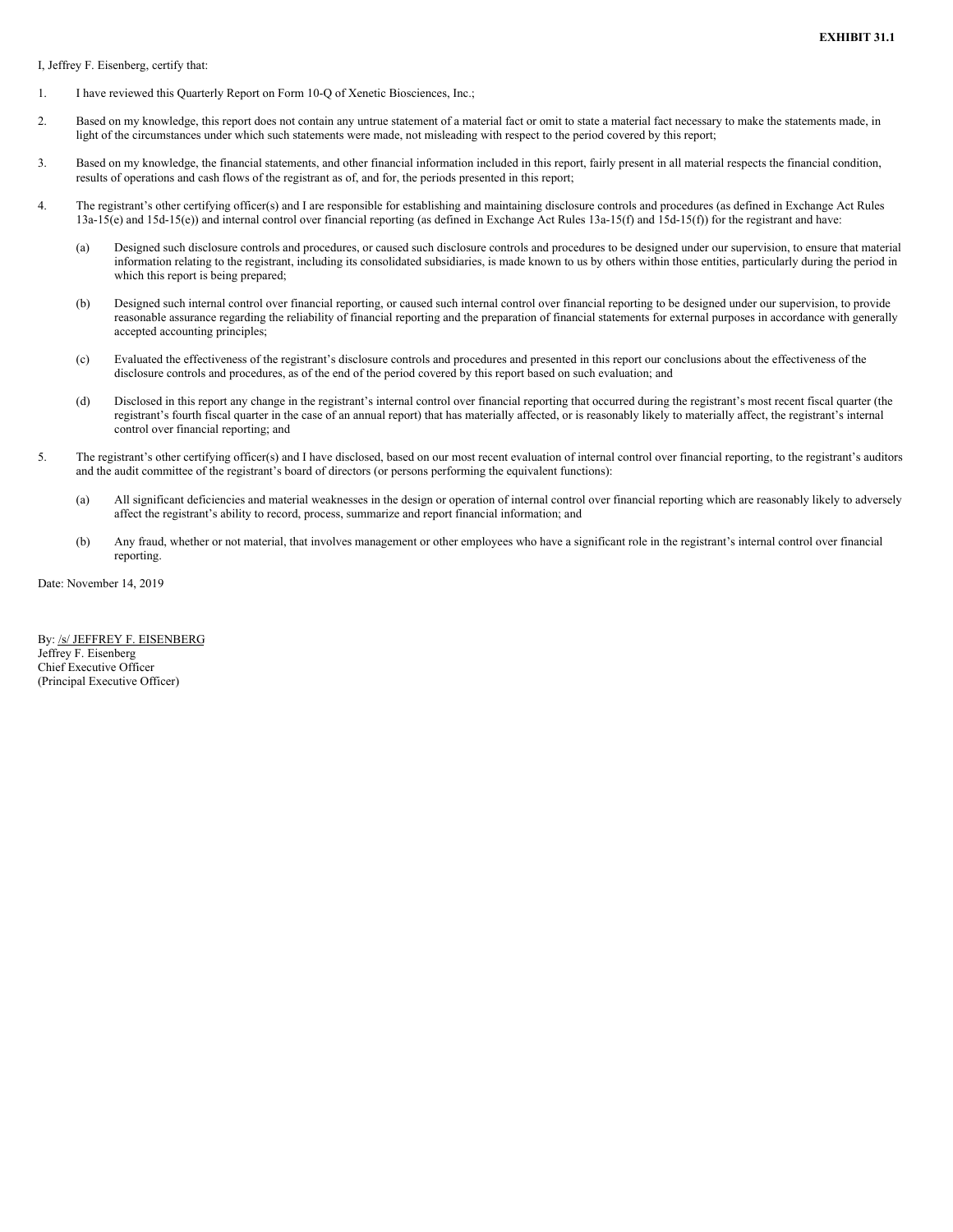**EXHIBIT 31.1**

I, Jeffrey F. Eisenberg, certify that:

1. I have reviewed this Quarterly Report on Form 10-Q of Xenetic Biosciences, Inc.;

2. Based on my knowledge, this report does not contain any untrue statement of a material fact or omit to state a material fact necessary to make the statements made, in light of the circumstances under which such statements were made, not misleading with respect to the period covered by this report;

3. Based on my knowledge, the financial statements, and other financial information included in this report, fairly present in all material respects the financial condition, results of operations and cash flows of the registrant as of, and for, the periods presented in this report;

4. The registrant's other certifying officer(s) and I are responsible for establishing and maintaining disclosure controls and procedures (as defined in Exchange Act Rules 13a-15(e) and 15d-15(e)) and internal control over financial reporting (as defined in Exchange Act Rules 13a-15(f) and 15d-15(f)) for the registrant and have:

   (a) Designed such disclosure controls and procedures, or caused such disclosure controls and procedures to be designed under our supervision, to ensure that material information relating to the registrant, including its consolidated subsidiaries, is made known to us by others within those entities, particularly during the period in which this report is being prepared;

   (b) Designed such internal control over financial reporting, or caused such internal control over financial reporting to be designed under our supervision, to provide reasonable assurance regarding the reliability of financial reporting and the preparation of financial statements for external purposes in accordance with generally accepted accounting principles;

   (c) Evaluated the effectiveness of the registrant's disclosure controls and procedures and presented in this report our conclusions about the effectiveness of the disclosure controls and procedures, as of the end of the period covered by this report based on such evaluation; and

   (d) Disclosed in this report any change in the registrant's internal control over financial reporting that occurred during the registrant's most recent fiscal quarter (the registrant's fourth fiscal quarter in the case of an annual report) that has materially affected, or is reasonably likely to materially affect, the registrant's internal control over financial reporting; and

5. The registrant's other certifying officer(s) and I have disclosed, based on our most recent evaluation of internal control over financial reporting, to the registrant's auditors and the audit committee of the registrant's board of directors (or persons performing the equivalent functions):

   (a) All significant deficiencies and material weaknesses in the design or operation of internal control over financial reporting which are reasonably likely to adversely affect the registrant's ability to record, process, summarize and report financial information; and

   (b) Any fraud, whether or not material, that involves management or other employees who have a significant role in the registrant's internal control over financial reporting.

Date: November 14, 2019

By: /s/ JEFFREY F. EISENBERG
Jeffrey F. Eisenberg
Chief Executive Officer
(Principal Executive Officer)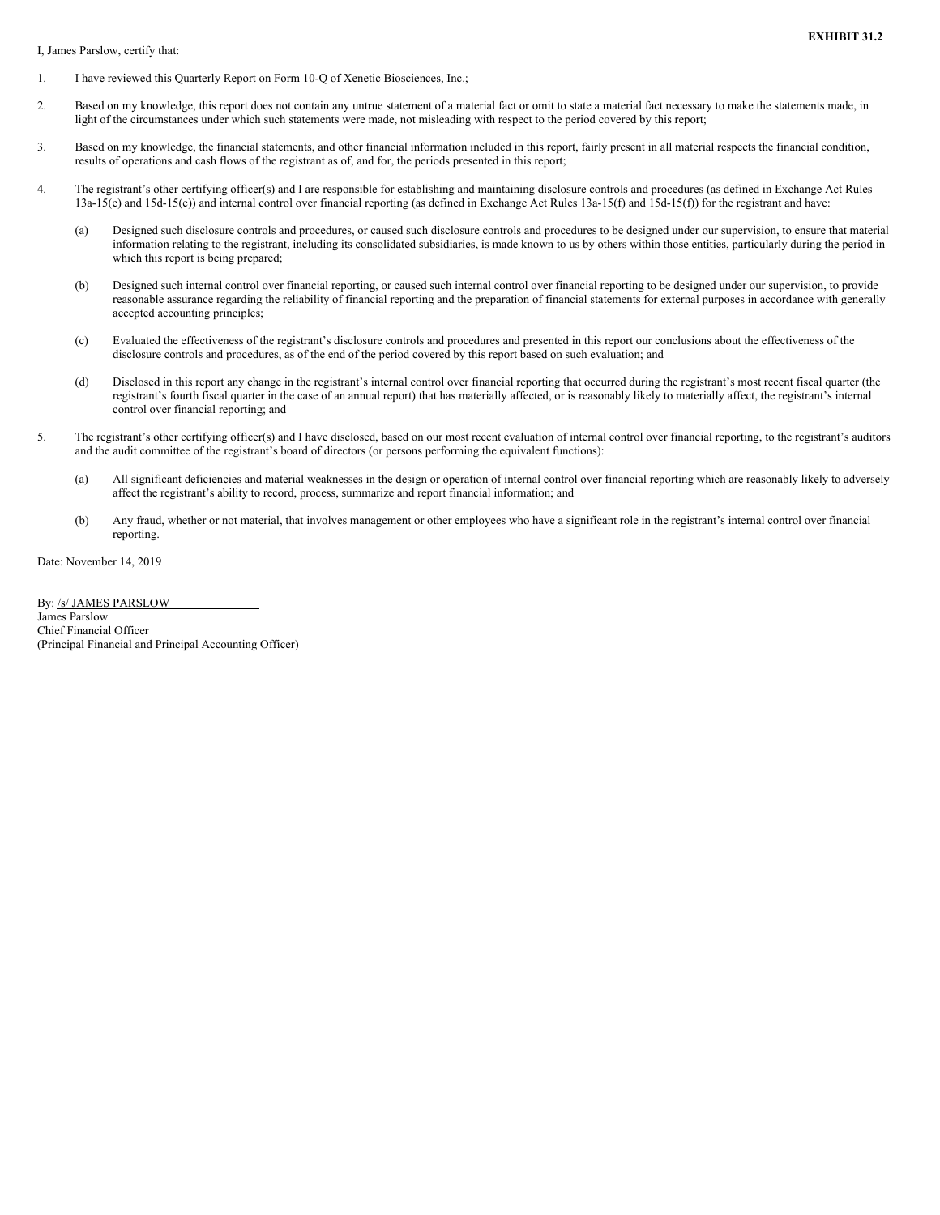**EXHIBIT 31.2**

I, James Parslow, certify that:

1. I have reviewed this Quarterly Report on Form 10-Q of Xenetic Biosciences, Inc.;

2. Based on my knowledge, this report does not contain any untrue statement of a material fact or omit to state a material fact necessary to make the statements made, in light of the circumstances under which such statements were made, not misleading with respect to the period covered by this report;

3. Based on my knowledge, the financial statements, and other financial information included in this report, fairly present in all material respects the financial condition, results of operations and cash flows of the registrant as of, and for, the periods presented in this report;

4. The registrant's other certifying officer(s) and I are responsible for establishing and maintaining disclosure controls and procedures (as defined in Exchange Act Rules 13a-15(e) and 15d-15(e)) and internal control over financial reporting (as defined in Exchange Act Rules 13a-15(f) and 15d-15(f)) for the registrant and have:

   (a) Designed such disclosure controls and procedures, or caused such disclosure controls and procedures to be designed under our supervision, to ensure that material information relating to the registrant, including its consolidated subsidiaries, is made known to us by others within those entities, particularly during the period in which this report is being prepared;

   (b) Designed such internal control over financial reporting, or caused such internal control over financial reporting to be designed under our supervision, to provide reasonable assurance regarding the reliability of financial reporting and the preparation of financial statements for external purposes in accordance with generally accepted accounting principles;

   (c) Evaluated the effectiveness of the registrant's disclosure controls and procedures and presented in this report our conclusions about the effectiveness of the disclosure controls and procedures, as of the end of the period covered by this report based on such evaluation; and

   (d) Disclosed in this report any change in the registrant's internal control over financial reporting that occurred during the registrant's most recent fiscal quarter (the registrant's fourth fiscal quarter in the case of an annual report) that has materially affected, or is reasonably likely to materially affect, the registrant's internal control over financial reporting; and

5. The registrant's other certifying officer(s) and I have disclosed, based on our most recent evaluation of internal control over financial reporting, to the registrant's auditors and the audit committee of the registrant's board of directors (or persons performing the equivalent functions):

   (a) All significant deficiencies and material weaknesses in the design or operation of internal control over financial reporting which are reasonably likely to adversely affect the registrant's ability to record, process, summarize and report financial information; and

   (b) Any fraud, whether or not material, that involves management or other employees who have a significant role in the registrant's internal control over financial reporting.

Date: November 14, 2019

By: /s/ JAMES PARSLOW
James Parslow
Chief Financial Officer
(Principal Financial and Principal Accounting Officer)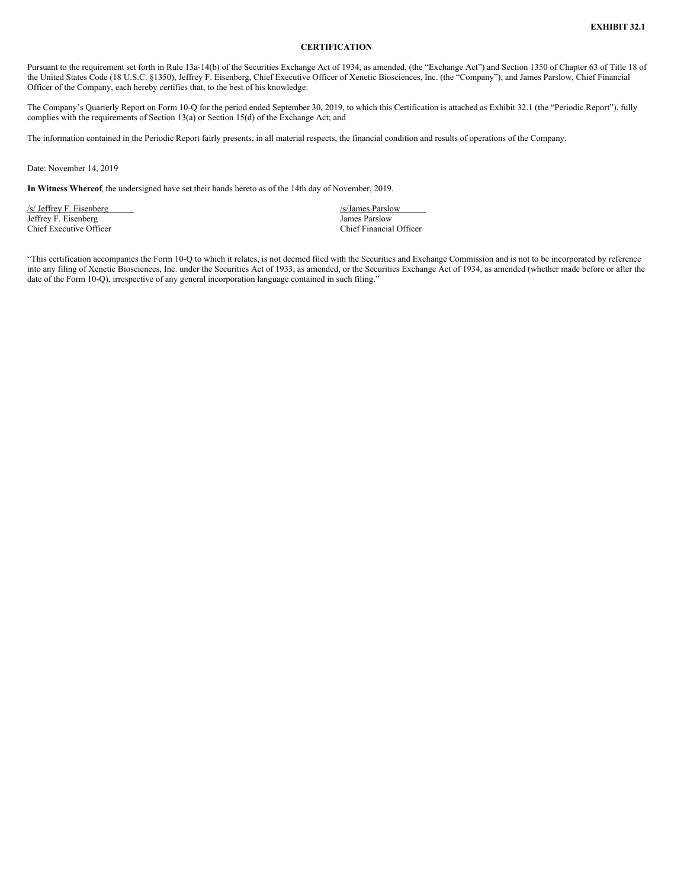**EXHIBIT 32.1**

**CERTIFICATION**

Pursuant to the requirement set forth in Rule 13a-14(b) of the Securities Exchange Act of 1934, as amended, (the "Exchange Act") and Section 1350 of Chapter 63 of Title 18 of the United States Code (18 U.S.C. §1350), Jeffrey F. Eisenberg, Chief Executive Officer of Xenetic Biosciences, Inc. (the "Company"), and James Parslow, Chief Financial Officer of the Company, each hereby certifies that, to the best of his knowledge:

The Company's Quarterly Report on Form 10-Q for the period ended September 30, 2019, to which this Certification is attached as Exhibit 32.1 (the "Periodic Report"), fully complies with the requirements of Section 13(a) or Section 15(d) of the Exchange Act; and

The information contained in the Periodic Report fairly presents, in all material respects, the financial condition and results of operations of the Company.

Date: November 14, 2019

**In Witness Whereof**, the undersigned have set their hands hereto as of the 14th day of November, 2019.

| | |
|---|---|
| /s/ Jeffrey F. Eisenberg | /s/James Parslow |
| Jeffrey F. Eisenberg | James Parslow |
| Chief Executive Officer | Chief Financial Officer |

"This certification accompanies the Form 10-Q to which it relates, is not deemed filed with the Securities and Exchange Commission and is not to be incorporated by reference into any filing of Xenetic Biosciences, Inc. under the Securities Act of 1933, as amended, or the Securities Exchange Act of 1934, as amended (whether made before or after the date of the Form 10-Q), irrespective of any general incorporation language contained in such filing."